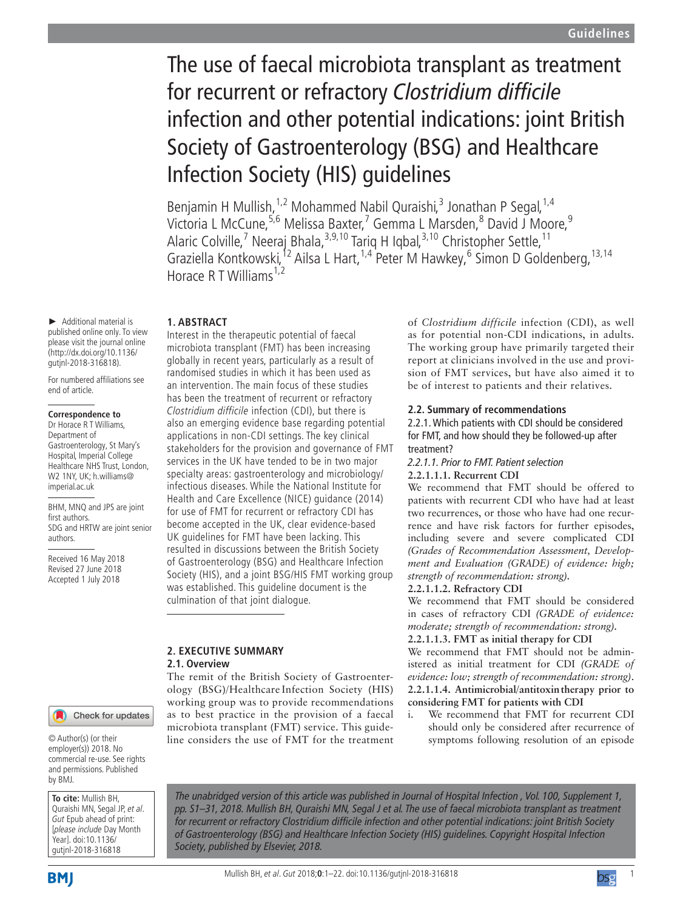# The use of faecal microbiota transplant as treatment for recurrent or refractory *Clostridium difficile* infection and other potential indications: joint British Society of Gastroenterology (BSG) and Healthcare Infection Society (HIS) guidelines

Benjamin H Mullish,[1,2] Mohammed Nabil Quraishi,[3] Jonathan P Segal,[1,4] Victoria L McCune,[5,6] Melissa Baxter,[7] Gemma L Marsden,[8] David J Moore,[9] Alaric Colville,[7] Neeraj Bhala,[3,9,10] Tariq H Iqbal,[3,10] Christopher Settle,[11] Graziella Kontkowski,[12] Ailsa L Hart,[1,4] Peter M Hawkey,[6] Simon D Goldenberg,[13,14] Horace R T Williams[1,2]

► Additional material is published online only. To view please visit the journal online (http://dx.doi.org/10.1136/gutjnl-2018-316818).

For numbered affiliations see end of article.

**Correspondence to**
Dr Horace R T Williams, Department of Gastroenterology, St Mary's Hospital, Imperial College Healthcare NHS Trust, London, W2 1NY, UK; h.williams@imperial.ac.uk

BHM, MNQ and JPS are joint first authors.
SDG and HRTW are joint senior authors.

Received 16 May 2018
Revised 27 June 2018
Accepted 1 July 2018

© Author(s) (or their employer(s)) 2018. No commercial re-use. See rights and permissions. Published by BMJ.

**To cite:** Mullish BH, Quraishi MN, Segal JP, *et al*. *Gut* Epub ahead of print: [*please include* Day Month Year]. doi:10.1136/gutjnl-2018-316818

## 1. ABSTRACT

Interest in the therapeutic potential of faecal microbiota transplant (FMT) has been increasing globally in recent years, particularly as a result of randomised studies in which it has been used as an intervention. The main focus of these studies has been the treatment of recurrent or refractory *Clostridium difficile* infection (CDI), but there is also an emerging evidence base regarding potential applications in non-CDI settings. The key clinical stakeholders for the provision and governance of FMT services in the UK have tended to be in two major specialty areas: gastroenterology and microbiology/infectious diseases. While the National Institute for Health and Care Excellence (NICE) guidance (2014) for use of FMT for recurrent or refractory CDI has become accepted in the UK, clear evidence-based UK guidelines for FMT have been lacking. This resulted in discussions between the British Society of Gastroenterology (BSG) and Healthcare Infection Society (HIS), and a joint BSG/HIS FMT working group was established. This guideline document is the culmination of that joint dialogue.

## 2. EXECUTIVE SUMMARY

### 2.1. Overview

The remit of the British Society of Gastroenterology (BSG)/Healthcare Infection Society (HIS) working group was to provide recommendations as to best practice in the provision of a faecal microbiota transplant (FMT) service. This guideline considers the use of FMT for the treatment of *Clostridium difficile* infection (CDI), as well as for potential non-CDI indications, in adults. The working group have primarily targeted their report at clinicians involved in the use and provision of FMT services, but have also aimed it to be of interest to patients and their relatives.

### 2.2. Summary of recommendations

#### 2.2.1. Which patients with CDI should be considered for FMT, and how should they be followed-up after treatment?

*2.2.1.1. Prior to FMT. Patient selection*

**2.2.1.1.1. Recurrent CDI**

We recommend that FMT should be offered to patients with recurrent CDI who have had at least two recurrences, or those who have had one recurrence and have risk factors for further episodes, including severe and severe complicated CDI *(Grades of Recommendation Assessment, Development and Evaluation (GRADE) of evidence: high; strength of recommendation: strong)*.

**2.2.1.1.2. Refractory CDI**

We recommend that FMT should be considered in cases of refractory CDI *(GRADE of evidence: moderate; strength of recommendation: strong)*.

**2.2.1.1.3. FMT as initial therapy for CDI**

We recommend that FMT should not be administered as initial treatment for CDI *(GRADE of evidence: low; strength of recommendation: strong)*.

**2.2.1.1.4. Antimicrobial/antitoxin therapy prior to considering FMT for patients with CDI**

i. We recommend that FMT for recurrent CDI should only be considered after recurrence of symptoms following resolution of an episode

*The unabridged version of this article was published in Journal of Hospital Infection, Vol. 100, Supplement 1, pp. S1–31, 2018. Mullish BH, Quraishi MN, Segal J et al. The use of faecal microbiota transplant as treatment for recurrent or refractory Clostridium difficile infection and other potential indications: joint British Society of Gastroenterology (BSG) and Healthcare Infection Society (HIS) guidelines. Copyright Hospital Infection Society, published by Elsevier, 2018.*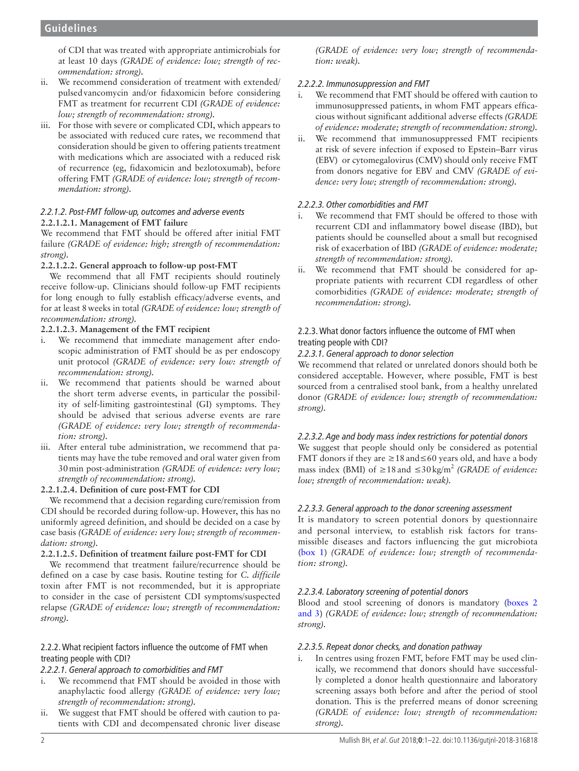of CDI that was treated with appropriate antimicrobials for at least 10 days *(GRADE of evidence: low; strength of recommendation: strong)*.

ii. We recommend consideration of treatment with extended/pulsed vancomycin and/or fidaxomicin before considering FMT as treatment for recurrent CDI *(GRADE of evidence: low; strength of recommendation: strong)*.

iii. For those with severe or complicated CDI, which appears to be associated with reduced cure rates, we recommend that consideration should be given to offering patients treatment with medications which are associated with a reduced risk of recurrence (eg, fidaxomicin and bezlotoxumab), before offering FMT *(GRADE of evidence: low; strength of recommendation: strong)*.

#### *2.2.1.2. Post-FMT follow-up, outcomes and adverse events*

**2.2.1.2.1. Management of FMT failure**

We recommend that FMT should be offered after initial FMT failure *(GRADE of evidence: high; strength of recommendation: strong)*.

**2.2.1.2.2. General approach to follow-up post-FMT**

We recommend that all FMT recipients should routinely receive follow-up. Clinicians should follow-up FMT recipients for long enough to fully establish efficacy/adverse events, and for at least 8 weeks in total *(GRADE of evidence: low; strength of recommendation: strong)*.

**2.2.1.2.3. Management of the FMT recipient**

i. We recommend that immediate management after endoscopic administration of FMT should be as per endoscopy unit protocol *(GRADE of evidence: very low: strength of recommendation: strong)*.

ii. We recommend that patients should be warned about the short term adverse events, in particular the possibility of self-limiting gastrointestinal (GI) symptoms. They should be advised that serious adverse events are rare *(GRADE of evidence: very low; strength of recommendation: strong)*.

iii. After enteral tube administration, we recommend that patients may have the tube removed and oral water given from 30 min post-administration *(GRADE of evidence: very low; strength of recommendation: strong)*.

**2.2.1.2.4. Definition of cure post-FMT for CDI**

We recommend that a decision regarding cure/remission from CDI should be recorded during follow-up. However, this has no uniformly agreed definition, and should be decided on a case by case basis *(GRADE of evidence: very low; strength of recommendation: strong)*.

**2.2.1.2.5. Definition of treatment failure post-FMT for CDI**

We recommend that treatment failure/recurrence should be defined on a case by case basis. Routine testing for *C. difficile* toxin after FMT is not recommended, but it is appropriate to consider in the case of persistent CDI symptoms/suspected relapse *(GRADE of evidence: low; strength of recommendation: strong)*.

### 2.2. What recipient factors influence the outcome of FMT when treating people with CDI?

#### *2.2.2.1. General approach to comorbidities and FMT*

i. We recommend that FMT should be avoided in those with anaphylactic food allergy *(GRADE of evidence: very low; strength of recommendation: strong)*.

ii. We suggest that FMT should be offered with caution to patients with CDI and decompensated chronic liver disease *(GRADE of evidence: very low; strength of recommendation: weak)*.

#### *2.2.2.2. Immunosuppression and FMT*

i. We recommend that FMT should be offered with caution to immunosuppressed patients, in whom FMT appears efficacious without significant additional adverse effects *(GRADE of evidence: moderate; strength of recommendation: strong)*.

ii. We recommend that immunosuppressed FMT recipients at risk of severe infection if exposed to Epstein–Barr virus (EBV) or cytomegalovirus (CMV) should only receive FMT from donors negative for EBV and CMV *(GRADE of evidence: very low; strength of recommendation: strong)*.

#### *2.2.2.3. Other comorbidities and FMT*

i. We recommend that FMT should be offered to those with recurrent CDI and inflammatory bowel disease (IBD), but patients should be counselled about a small but recognised risk of exacerbation of IBD *(GRADE of evidence: moderate; strength of recommendation: strong)*.

ii. We recommend that FMT should be considered for appropriate patients with recurrent CDI regardless of other comorbidities *(GRADE of evidence: moderate; strength of recommendation: strong)*.

### 2.2.3. What donor factors influence the outcome of FMT when treating people with CDI?

#### *2.2.3.1. General approach to donor selection*

We recommend that related or unrelated donors should both be considered acceptable. However, where possible, FMT is best sourced from a centralised stool bank, from a healthy unrelated donor *(GRADE of evidence: low; strength of recommendation: strong)*.

#### *2.2.3.2. Age and body mass index restrictions for potential donors*

We suggest that people should only be considered as potential FMT donors if they are ≥18 and≤60 years old, and have a body mass index (BMI) of ≥18 and ≤30 kg/m$^2$ *(GRADE of evidence: low; strength of recommendation: weak)*.

#### *2.2.3.3. General approach to the donor screening assessment*

It is mandatory to screen potential donors by questionnaire and personal interview, to establish risk factors for transmissible diseases and factors influencing the gut microbiota (box 1) *(GRADE of evidence: low; strength of recommendation: strong)*.

#### *2.2.3.4. Laboratory screening of potential donors*

Blood and stool screening of donors is mandatory (boxes 2 and 3) *(GRADE of evidence: low; strength of recommendation: strong)*.

#### *2.2.3.5. Repeat donor checks, and donation pathway*

i. In centres using frozen FMT, before FMT may be used clinically, we recommend that donors should have successfully completed a donor health questionnaire and laboratory screening assays both before and after the period of stool donation. This is the preferred means of donor screening *(GRADE of evidence: low; strength of recommendation: strong)*.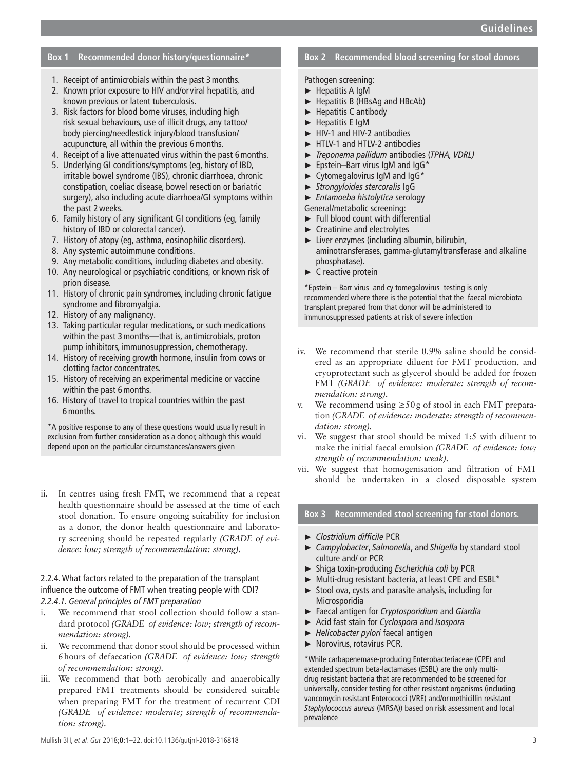**Box 1 Recommended donor history/questionnaire***

1. Receipt of antimicrobials within the past 3 months.
2. Known prior exposure to HIV and/or viral hepatitis, and known previous or latent tuberculosis.
3. Risk factors for blood borne viruses, including high risk sexual behaviours, use of illicit drugs, any tattoo/body piercing/needlestick injury/blood transfusion/acupuncture, all within the previous 6 months.
4. Receipt of a live attenuated virus within the past 6 months.
5. Underlying GI conditions/symptoms (eg, history of IBD, irritable bowel syndrome (IBS), chronic diarrhoea, chronic constipation, coeliac disease, bowel resection or bariatric surgery), also including acute diarrhoea/GI symptoms within the past 2 weeks.
6. Family history of any significant GI conditions (eg, family history of IBD or colorectal cancer).
7. History of atopy (eg, asthma, eosinophilic disorders).
8. Any systemic autoimmune conditions.
9. Any metabolic conditions, including diabetes and obesity.
10. Any neurological or psychiatric conditions, or known risk of prion disease.
11. History of chronic pain syndromes, including chronic fatigue syndrome and fibromyalgia.
12. History of any malignancy.
13. Taking particular regular medications, or such medications within the past 3 months—that is, antimicrobials, proton pump inhibitors, immunosuppression, chemotherapy.
14. History of receiving growth hormone, insulin from cows or clotting factor concentrates.
15. History of receiving an experimental medicine or vaccine within the past 6 months.
16. History of travel to tropical countries within the past 6 months.

*A positive response to any of these questions would usually result in exclusion from further consideration as a donor, although this would depend upon on the particular circumstances/answers given

ii. In centres using fresh FMT, we recommend that a repeat health questionnaire should be assessed at the time of each stool donation. To ensure ongoing suitability for inclusion as a donor, the donor health questionnaire and laboratory screening should be repeated regularly *(GRADE of evidence: low; strength of recommendation: strong)*.

### 2.2.4. What factors related to the preparation of the transplant influence the outcome of FMT when treating people with CDI?

#### *2.2.4.1. General principles of FMT preparation*

i. We recommend that stool collection should follow a standard protocol *(GRADE of evidence: low; strength of recommendation: strong)*.
ii. We recommend that donor stool should be processed within 6 hours of defaecation *(GRADE of evidence: low; strength of recommendation: strong)*.
iii. We recommend that both aerobically and anaerobically prepared FMT treatments should be considered suitable when preparing FMT for the treatment of recurrent CDI *(GRADE of evidence: moderate; strength of recommendation: strong)*.

**Box 2 Recommended blood screening for stool donors**

Pathogen screening:

- Hepatitis A IgM
- Hepatitis B (HBsAg and HBcAb)
- Hepatitis C antibody
- Hepatitis E IgM
- HIV-1 and HIV-2 antibodies
- HTLV-1 and HTLV-2 antibodies
- *Treponema pallidum* antibodies (*TPHA, VDRL)*
- Epstein–Barr virus IgM and IgG*
- Cytomegalovirus IgM and IgG*
- *Strongyloides stercoralis* IgG
- *Entamoeba histolytica* serology

General/metabolic screening:

- Full blood count with differential
- Creatinine and electrolytes
- Liver enzymes (including albumin, bilirubin, aminotransferases, gamma-glutamyltransferase and alkaline phosphatase).
- C reactive protein

*Epstein – Barr virus and cy tomegalovirus testing is only recommended where there is the potential that the faecal microbiota transplant prepared from that donor will be administered to immunosuppressed patients at risk of severe infection

iv. We recommend that sterile 0.9% saline should be considered as an appropriate diluent for FMT production, and cryoprotectant such as glycerol should be added for frozen FMT *(GRADE of evidence: moderate: strength of recommendation: strong)*.
v. We recommend using ≥50 g of stool in each FMT preparation *(GRADE of evidence: moderate: strength of recommendation: strong)*.
vi. We suggest that stool should be mixed 1:5 with diluent to make the initial faecal emulsion *(GRADE of evidence: low; strength of recommendation: weak)*.
vii. We suggest that homogenisation and filtration of FMT should be undertaken in a closed disposable system

**Box 3 Recommended stool screening for stool donors.**

- *Clostridium difficile* PCR
- *Campylobacter*, *Salmonella*, and *Shigella* by standard stool culture and/ or PCR
- Shiga toxin-producing *Escherichia coli* by PCR
- Multi-drug resistant bacteria, at least CPE and ESBL*
- Stool ova, cysts and parasite analysis, including for Microsporidia
- Faecal antigen for *Cryptosporidium* and *Giardia*
- Acid fast stain for *Cyclospora* and *Isospora*
- *Helicobacter pylori* faecal antigen
- Norovirus, rotavirus PCR.

*While carbapenemase-producing Enterobacteriaceae (CPE) and extended spectrum beta-lactamases (ESBL) are the only multi-drug resistant bacteria that are recommended to be screened for universally, consider testing for other resistant organisms (including vancomycin resistant Enterococci (VRE) and/or methicillin resistant *Staphylococcus aureus* (MRSA)) based on risk assessment and local prevalence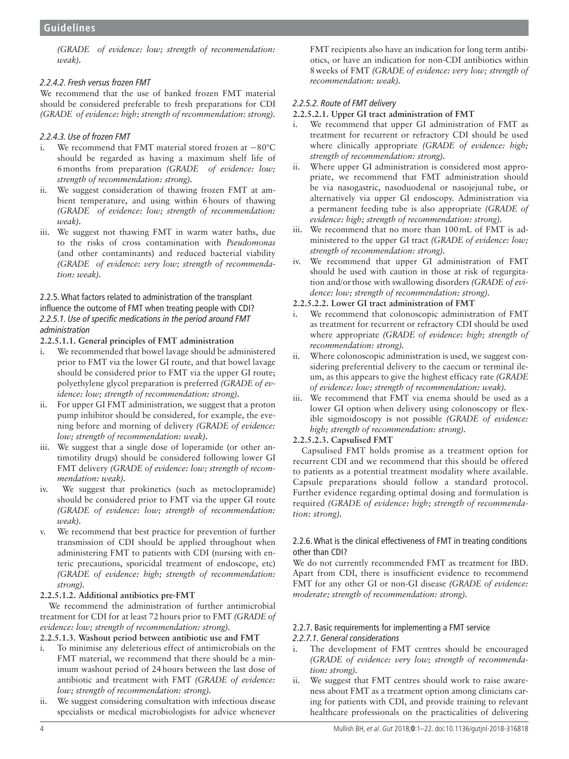*(GRADE of evidence: low; strength of recommendation: weak).*

#### 2.2.4.2. Fresh versus frozen FMT

We recommend that the use of banked frozen FMT material should be considered preferable to fresh preparations for CDI *(GRADE of evidence: high; strength of recommendation: strong).*

#### 2.2.4.3. Use of frozen FMT

i. We recommend that FMT material stored frozen at −80°C should be regarded as having a maximum shelf life of 6 months from preparation *(GRADE of evidence: low; strength of recommendation: strong).*
ii. We suggest consideration of thawing frozen FMT at ambient temperature, and using within 6 hours of thawing *(GRADE of evidence: low; strength of recommendation: weak).*
iii. We suggest not thawing FMT in warm water baths, due to the risks of cross contamination with *Pseudomonas* (and other contaminants) and reduced bacterial viability *(GRADE of evidence: very low; strength of recommendation: weak).*

### 2.2.5. What factors related to administration of the transplant influence the outcome of FMT when treating people with CDI?

#### 2.2.5.1. Use of specific medications in the period around FMT administration

**2.2.5.1.1. General principles of FMT administration**

i. We recommended that bowel lavage should be administered prior to FMT via the lower GI route, and that bowel lavage should be considered prior to FMT via the upper GI route; polyethylene glycol preparation is preferred *(GRADE of evidence: low; strength of recommendation: strong).*
ii. For upper GI FMT administration, we suggest that a proton pump inhibitor should be considered, for example, the evening before and morning of delivery *(GRADE of evidence: low; strength of recommendation: weak).*
iii. We suggest that a single dose of loperamide (or other antimotility drugs) should be considered following lower GI FMT delivery *(GRADE of evidence: low; strength of recommendation: weak).*
iv. We suggest that prokinetics (such as metoclopramide) should be considered prior to FMT via the upper GI route *(GRADE of evidence: low; strength of recommendation: weak).*
v. We recommend that best practice for prevention of further transmission of CDI should be applied throughout when administering FMT to patients with CDI (nursing with enteric precautions, sporicidal treatment of endoscope, etc) *(GRADE of evidence: high; strength of recommendation: strong).*

**2.2.5.1.2. Additional antibiotics pre-FMT**

We recommend the administration of further antimicrobial treatment for CDI for at least 72 hours prior to FMT *(GRADE of evidence: low; strength of recommendation: strong).*

**2.2.5.1.3. Washout period between antibiotic use and FMT**

i. To minimise any deleterious effect of antimicrobials on the FMT material, we recommend that there should be a minimum washout period of 24 hours between the last dose of antibiotic and treatment with FMT *(GRADE of evidence: low; strength of recommendation: strong).*
ii. We suggest considering consultation with infectious disease specialists or medical microbiologists for advice whenever FMT recipients also have an indication for long term antibiotics, or have an indication for non-CDI antibiotics within 8 weeks of FMT *(GRADE of evidence: very low; strength of recommendation: weak).*

#### 2.2.5.2. Route of FMT delivery

**2.2.5.2.1. Upper GI tract administration of FMT**

i. We recommend that upper GI administration of FMT as treatment for recurrent or refractory CDI should be used where clinically appropriate *(GRADE of evidence: high; strength of recommendation: strong).*
ii. Where upper GI administration is considered most appropriate, we recommend that FMT administration should be via nasogastric, nasoduodenal or nasojejunal tube, or alternatively via upper GI endoscopy. Administration via a permanent feeding tube is also appropriate *(GRADE of evidence: high; strength of recommendation: strong).*
iii. We recommend that no more than 100 mL of FMT is administered to the upper GI tract *(GRADE of evidence: low; strength of recommendation: strong).*
iv. We recommend that upper GI administration of FMT should be used with caution in those at risk of regurgitation and/or those with swallowing disorders *(GRADE of evidence: low; strength of recommendation: strong).*

**2.2.5.2.2. Lower GI tract administration of FMT**

i. We recommend that colonoscopic administration of FMT as treatment for recurrent or refractory CDI should be used where appropriate *(GRADE of evidence: high; strength of recommendation: strong).*
ii. Where colonoscopic administration is used, we suggest considering preferential delivery to the caecum or terminal ileum, as this appears to give the highest efficacy rate *(GRADE of evidence: low; strength of recommendation: weak).*
iii. We recommend that FMT via enema should be used as a lower GI option when delivery using colonoscopy or flexible sigmoidoscopy is not possible *(GRADE of evidence: high; strength of recommendation: strong).*

**2.2.5.2.3. Capsulised FMT**

Capsulised FMT holds promise as a treatment option for recurrent CDI and we recommend that this should be offered to patients as a potential treatment modality where available. Capsule preparations should follow a standard protocol. Further evidence regarding optimal dosing and formulation is required *(GRADE of evidence: high; strength of recommendation: strong).*

### 2.2.6. What is the clinical effectiveness of FMT in treating conditions other than CDI?

We do not currently recommended FMT as treatment for IBD. Apart from CDI, there is insufficient evidence to recommend FMT for any other GI or non-GI disease *(GRADE of evidence: moderate; strength of recommendation: strong).*

### 2.2.7. Basic requirements for implementing a FMT service

#### 2.2.7.1. General considerations

i. The development of FMT centres should be encouraged *(GRADE of evidence: very low; strength of recommendation: strong).*
ii. We suggest that FMT centres should work to raise awareness about FMT as a treatment option among clinicians caring for patients with CDI, and provide training to relevant healthcare professionals on the practicalities of delivering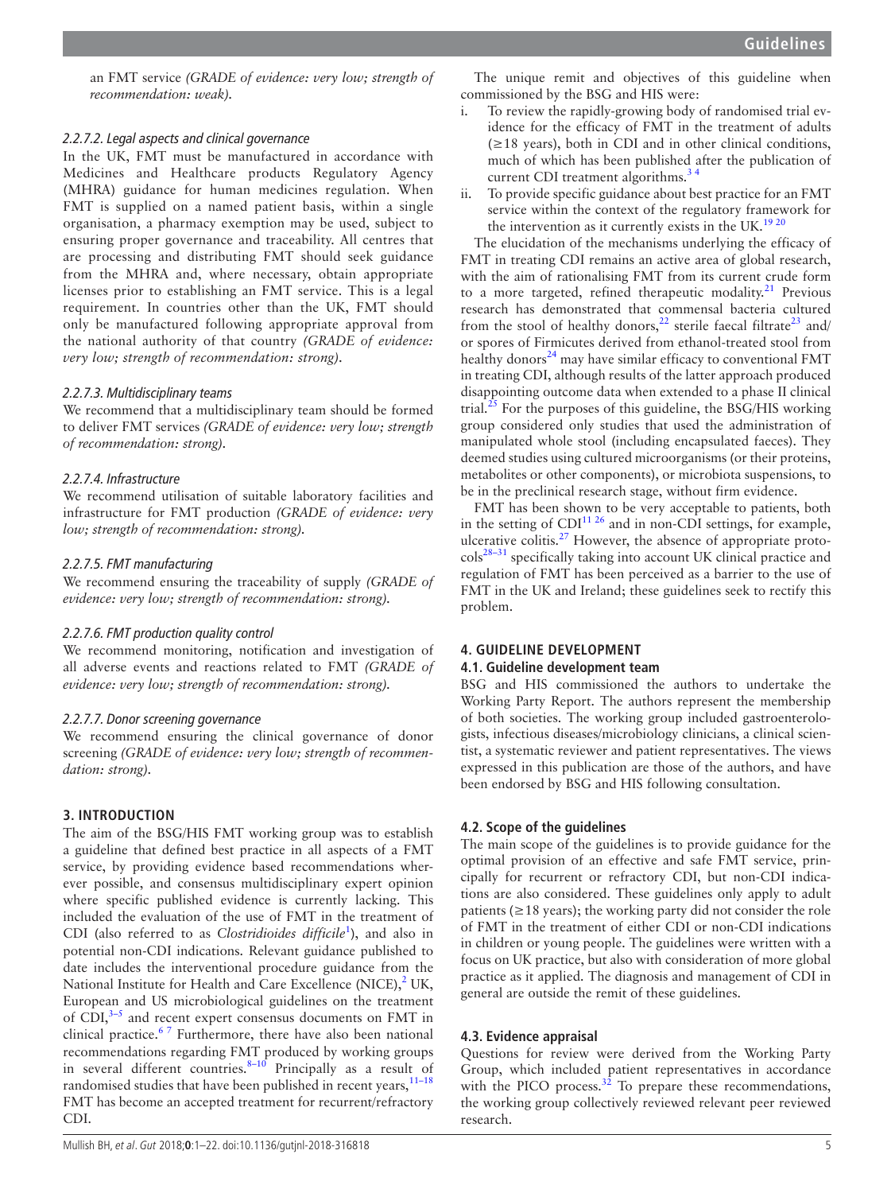an FMT service *(GRADE of evidence: very low; strength of recommendation: weak)*.

#### 2.2.7.2. Legal aspects and clinical governance

In the UK, FMT must be manufactured in accordance with Medicines and Healthcare products Regulatory Agency (MHRA) guidance for human medicines regulation. When FMT is supplied on a named patient basis, within a single organisation, a pharmacy exemption may be used, subject to ensuring proper governance and traceability. All centres that are processing and distributing FMT should seek guidance from the MHRA and, where necessary, obtain appropriate licenses prior to establishing an FMT service. This is a legal requirement. In countries other than the UK, FMT should only be manufactured following appropriate approval from the national authority of that country *(GRADE of evidence: very low; strength of recommendation: strong)*.

#### 2.2.7.3. Multidisciplinary teams

We recommend that a multidisciplinary team should be formed to deliver FMT services *(GRADE of evidence: very low; strength of recommendation: strong)*.

#### 2.2.7.4. Infrastructure

We recommend utilisation of suitable laboratory facilities and infrastructure for FMT production *(GRADE of evidence: very low; strength of recommendation: strong)*.

#### 2.2.7.5. FMT manufacturing

We recommend ensuring the traceability of supply *(GRADE of evidence: very low; strength of recommendation: strong)*.

#### 2.2.7.6. FMT production quality control

We recommend monitoring, notification and investigation of all adverse events and reactions related to FMT *(GRADE of evidence: very low; strength of recommendation: strong)*.

#### 2.2.7.7. Donor screening governance

We recommend ensuring the clinical governance of donor screening *(GRADE of evidence: very low; strength of recommendation: strong)*.

## 3. INTRODUCTION

The aim of the BSG/HIS FMT working group was to establish a guideline that defined best practice in all aspects of a FMT service, by providing evidence based recommendations wherever possible, and consensus multidisciplinary expert opinion where specific published evidence is currently lacking. This included the evaluation of the use of FMT in the treatment of CDI (also referred to as *Clostridioides difficile*[1]), and also in potential non-CDI indications. Relevant guidance published to date includes the interventional procedure guidance from the National Institute for Health and Care Excellence (NICE),[2] UK, European and US microbiological guidelines on the treatment of CDI,[3–5] and recent expert consensus documents on FMT in clinical practice.[6 7] Furthermore, there have also been national recommendations regarding FMT produced by working groups in several different countries.[8–10] Principally as a result of randomised studies that have been published in recent years,[11–18] FMT has become an accepted treatment for recurrent/refractory CDI.

The unique remit and objectives of this guideline when commissioned by the BSG and HIS were:

i. To review the rapidly-growing body of randomised trial evidence for the efficacy of FMT in the treatment of adults (≥18 years), both in CDI and in other clinical conditions, much of which has been published after the publication of current CDI treatment algorithms.[3 4]
ii. To provide specific guidance about best practice for an FMT service within the context of the regulatory framework for the intervention as it currently exists in the UK.[19 20]

The elucidation of the mechanisms underlying the efficacy of FMT in treating CDI remains an active area of global research, with the aim of rationalising FMT from its current crude form to a more targeted, refined therapeutic modality.[21] Previous research has demonstrated that commensal bacteria cultured from the stool of healthy donors,[22] sterile faecal filtrate[23] and/or spores of Firmicutes derived from ethanol-treated stool from healthy donors[24] may have similar efficacy to conventional FMT in treating CDI, although results of the latter approach produced disappointing outcome data when extended to a phase II clinical trial.[25] For the purposes of this guideline, the BSG/HIS working group considered only studies that used the administration of manipulated whole stool (including encapsulated faeces). They deemed studies using cultured microorganisms (or their proteins, metabolites or other components), or microbiota suspensions, to be in the preclinical research stage, without firm evidence.

FMT has been shown to be very acceptable to patients, both in the setting of CDI[11 26] and in non-CDI settings, for example, ulcerative colitis.[27] However, the absence of appropriate protocols[28–31] specifically taking into account UK clinical practice and regulation of FMT has been perceived as a barrier to the use of FMT in the UK and Ireland; these guidelines seek to rectify this problem.

## 4. GUIDELINE DEVELOPMENT

### 4.1. Guideline development team

BSG and HIS commissioned the authors to undertake the Working Party Report. The authors represent the membership of both societies. The working group included gastroenterologists, infectious diseases/microbiology clinicians, a clinical scientist, a systematic reviewer and patient representatives. The views expressed in this publication are those of the authors, and have been endorsed by BSG and HIS following consultation.

### 4.2. Scope of the guidelines

The main scope of the guidelines is to provide guidance for the optimal provision of an effective and safe FMT service, principally for recurrent or refractory CDI, but non-CDI indications are also considered. These guidelines only apply to adult patients (≥18 years); the working party did not consider the role of FMT in the treatment of either CDI or non-CDI indications in children or young people. The guidelines were written with a focus on UK practice, but also with consideration of more global practice as it applied. The diagnosis and management of CDI in general are outside the remit of these guidelines.

### 4.3. Evidence appraisal

Questions for review were derived from the Working Party Group, which included patient representatives in accordance with the PICO process.[32] To prepare these recommendations, the working group collectively reviewed relevant peer reviewed research.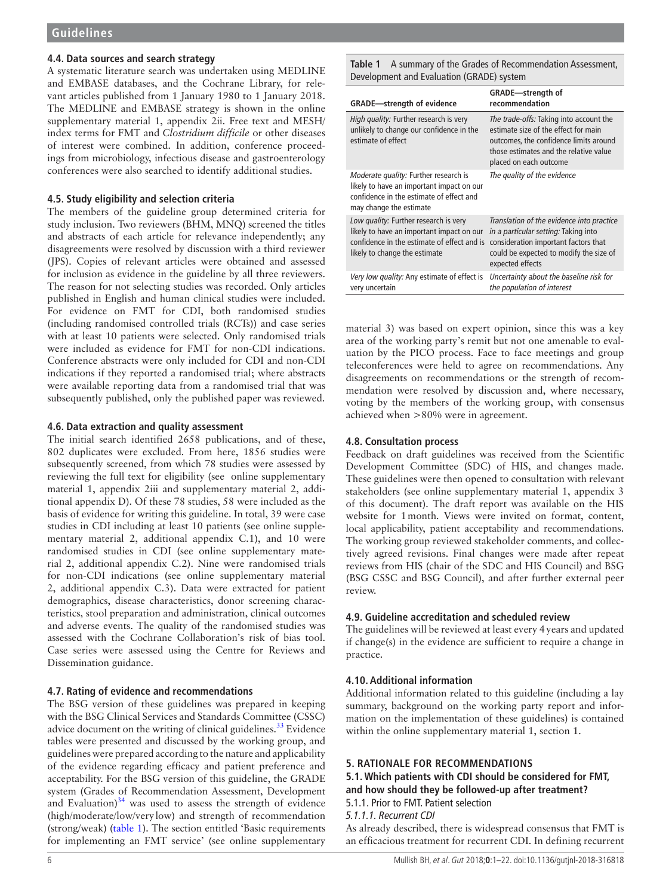### 4.4. Data sources and search strategy

A systematic literature search was undertaken using MEDLINE and EMBASE databases, and the Cochrane Library, for relevant articles published from 1 January 1980 to 1 January 2018. The MEDLINE and EMBASE strategy is shown in the online supplementary material 1, appendix 2ii. Free text and MESH/index terms for FMT and *Clostridium difficile* or other diseases of interest were combined. In addition, conference proceedings from microbiology, infectious disease and gastroenterology conferences were also searched to identify additional studies.

### 4.5. Study eligibility and selection criteria

The members of the guideline group determined criteria for study inclusion. Two reviewers (BHM, MNQ) screened the titles and abstracts of each article for relevance independently; any disagreements were resolved by discussion with a third reviewer (JPS). Copies of relevant articles were obtained and assessed for inclusion as evidence in the guideline by all three reviewers. The reason for not selecting studies was recorded. Only articles published in English and human clinical studies were included. For evidence on FMT for CDI, both randomised studies (including randomised controlled trials (RCTs)) and case series with at least 10 patients were selected. Only randomised trials were included as evidence for FMT for non-CDI indications. Conference abstracts were only included for CDI and non-CDI indications if they reported a randomised trial; where abstracts were available reporting data from a randomised trial that was subsequently published, only the published paper was reviewed.

### 4.6. Data extraction and quality assessment

The initial search identified 2658 publications, and of these, 802 duplicates were excluded. From here, 1856 studies were subsequently screened, from which 78 studies were assessed by reviewing the full text for eligibility (see online supplementary material 1, appendix 2iii and supplementary material 2, additional appendix D). Of these 78 studies, 58 were included as the basis of evidence for writing this guideline. In total, 39 were case studies in CDI including at least 10 patients (see online supplementary material 2, additional appendix C.1), and 10 were randomised studies in CDI (see online supplementary material 2, additional appendix C.2). Nine were randomised trials for non-CDI indications (see online supplementary material 2, additional appendix C.3). Data were extracted for patient demographics, disease characteristics, donor screening characteristics, stool preparation and administration, clinical outcomes and adverse events. The quality of the randomised studies was assessed with the Cochrane Collaboration's risk of bias tool. Case series were assessed using the Centre for Reviews and Dissemination guidance.

### 4.7. Rating of evidence and recommendations

The BSG version of these guidelines was prepared in keeping with the BSG Clinical Services and Standards Committee (CSSC) advice document on the writing of clinical guidelines.[33] Evidence tables were presented and discussed by the working group, and guidelines were prepared according to the nature and applicability of the evidence regarding efficacy and patient preference and acceptability. For the BSG version of this guideline, the GRADE system (Grades of Recommendation Assessment, Development and Evaluation)[34] was used to assess the strength of evidence (high/moderate/low/very low) and strength of recommendation (strong/weak) (table 1). The section entitled 'Basic requirements for implementing an FMT service' (see online supplementary material 3) was based on expert opinion, since this was a key area of the working party's remit but not one amenable to evaluation by the PICO process. Face to face meetings and group teleconferences were held to agree on recommendations. Any disagreements on recommendations or the strength of recommendation were resolved by discussion and, where necessary, voting by the members of the working group, with consensus achieved when >80% were in agreement.

**Table 1** A summary of the Grades of Recommendation Assessment, Development and Evaluation (GRADE) system

| GRADE—strength of evidence | GRADE—strength of recommendation |
|---|---|
| *High quality:* Further research is very unlikely to change our confidence in the estimate of effect | *The trade-offs:* Taking into account the estimate size of the effect for main outcomes, the confidence limits around those estimates and the relative value placed on each outcome |
| *Moderate quality:* Further research is likely to have an important impact on our confidence in the estimate of effect and may change the estimate | *The quality of the evidence* |
| *Low quality:* Further research is very likely to have an important impact on our confidence in the estimate of effect and is likely to change the estimate | *Translation of the evidence into practice in a particular setting:* Taking into consideration important factors that could be expected to modify the size of expected effects |
| *Very low quality:* Any estimate of effect is very uncertain | *Uncertainty about the baseline risk for the population of interest* |

### 4.8. Consultation process

Feedback on draft guidelines was received from the Scientific Development Committee (SDC) of HIS, and changes made. These guidelines were then opened to consultation with relevant stakeholders (see online supplementary material 1, appendix 3 of this document). The draft report was available on the HIS website for 1 month. Views were invited on format, content, local applicability, patient acceptability and recommendations. The working group reviewed stakeholder comments, and collectively agreed revisions. Final changes were made after repeat reviews from HIS (chair of the SDC and HIS Council) and BSG (BSG CSSC and BSG Council), and after further external peer review.

### 4.9. Guideline accreditation and scheduled review

The guidelines will be reviewed at least every 4 years and updated if change(s) in the evidence are sufficient to require a change in practice.

### 4.10. Additional information

Additional information related to this guideline (including a lay summary, background on the working party report and information on the implementation of these guidelines) is contained within the online supplementary material 1, section 1.

## 5. RATIONALE FOR RECOMMENDATIONS

### 5.1. Which patients with CDI should be considered for FMT, and how should they be followed-up after treatment?

#### 5.1.1. Prior to FMT. Patient selection

##### *5.1.1.1. Recurrent CDI*

As already described, there is widespread consensus that FMT is an efficacious treatment for recurrent CDI. In defining recurrent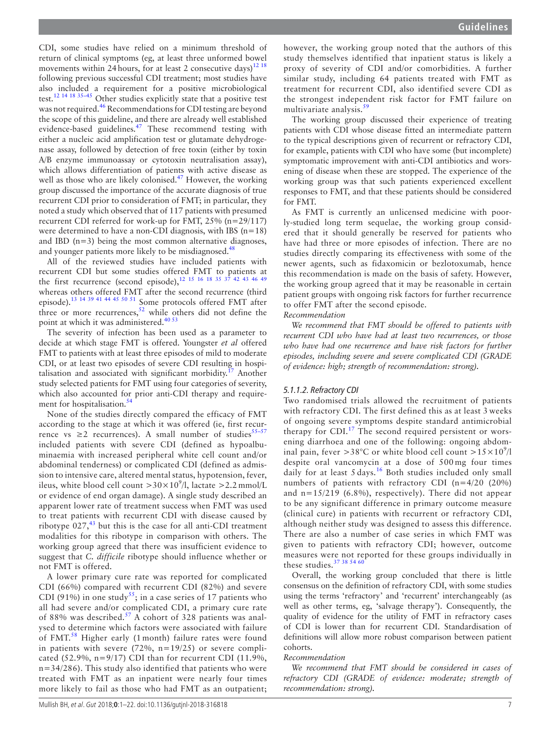CDI, some studies have relied on a minimum threshold of return of clinical symptoms (eg, at least three unformed bowel movements within 24 hours, for at least 2 consecutive days)[12 18] following previous successful CDI treatment; most studies have also included a requirement for a positive microbiological test.[12 14 18 35–45] Other studies explicitly state that a positive test was not required.[46] Recommendations for CDI testing are beyond the scope of this guideline, and there are already well established evidence-based guidelines.[47] These recommend testing with either a nucleic acid amplification test or glutamate dehydrogenase assay, followed by detection of free toxin (either by toxin A/B enzyme immunoassay or cytotoxin neutralisation assay), which allows differentiation of patients with active disease as well as those who are likely colonised.[47] However, the working group discussed the importance of the accurate diagnosis of true recurrent CDI prior to consideration of FMT; in particular, they noted a study which observed that of 117 patients with presumed recurrent CDI referred for work-up for FMT, 25% (n=29/117) were determined to have a non-CDI diagnosis, with IBS (n=18) and IBD (n=3) being the most common alternative diagnoses, and younger patients more likely to be misdiagnosed.[48]

All of the reviewed studies have included patients with recurrent CDI but some studies offered FMT to patients at the first recurrence (second episode),[12 15 16 18 35 37 42 43 46 49] whereas others offered FMT after the second recurrence (third episode).[13 14 39 41 44 45 50 51] Some protocols offered FMT after three or more recurrences,[52] while others did not define the point at which it was administered.[40 53]

The severity of infection has been used as a parameter to decide at which stage FMT is offered. Youngster *et al* offered FMT to patients with at least three episodes of mild to moderate CDI, or at least two episodes of severe CDI resulting in hospitalisation and associated with significant morbidity.[17] Another study selected patients for FMT using four categories of severity, which also accounted for prior anti-CDI therapy and requirement for hospitalisation.[54]

None of the studies directly compared the efficacy of FMT according to the stage at which it was offered (ie, first recurrence vs ≥2 recurrences). A small number of studies[55–57] included patients with severe CDI (defined as hypoalbuminaemia with increased peripheral white cell count and/or abdominal tenderness) or complicated CDI (defined as admission to intensive care, altered mental status, hypotension, fever, ileus, white blood cell count $>30\times10^9$/l, lactate >2.2 mmol/L or evidence of end organ damage). A single study described an apparent lower rate of treatment success when FMT was used to treat patients with recurrent CDI with disease caused by ribotype 027,[43] but this is the case for all anti-CDI treatment modalities for this ribotype in comparison with others. The working group agreed that there was insufficient evidence to suggest that *C. difficile* ribotype should influence whether or not FMT is offered.

A lower primary cure rate was reported for complicated CDI (66%) compared with recurrent CDI (82%) and severe CDI (91%) in one study[55]; in a case series of 17 patients who all had severe and/or complicated CDI, a primary cure rate of 88% was described.[57] A cohort of 328 patients was analysed to determine which factors were associated with failure of FMT.[58] Higher early (1 month) failure rates were found in patients with severe (72%, n=19/25) or severe complicated (52.9%, n=9/17) CDI than for recurrent CDI (11.9%, n=34/286). This study also identified that patients who were treated with FMT as an inpatient were nearly four times more likely to fail as those who had FMT as an outpatient; however, the working group noted that the authors of this study themselves identified that inpatient status is likely a proxy of severity of CDI and/or comorbidities. A further similar study, including 64 patients treated with FMT as treatment for recurrent CDI, also identified severe CDI as the strongest independent risk factor for FMT failure on multivariate analysis.[59]

The working group discussed their experience of treating patients with CDI whose disease fitted an intermediate pattern to the typical descriptions given of recurrent or refractory CDI, for example, patients with CDI who have some (but incomplete) symptomatic improvement with anti-CDI antibiotics and worsening of disease when these are stopped. The experience of the working group was that such patients experienced excellent responses to FMT, and that these patients should be considered for FMT.

As FMT is currently an unlicensed medicine with poorly-studied long term sequelae, the working group considered that it should generally be reserved for patients who have had three or more episodes of infection. There are no studies directly comparing its effectiveness with some of the newer agents, such as fidaxomicin or bezlotoxumab, hence this recommendation is made on the basis of safety. However, the working group agreed that it may be reasonable in certain patient groups with ongoing risk factors for further recurrence to offer FMT after the second episode.

*Recommendation*

*We recommend that FMT should be offered to patients with recurrent CDI who have had at least two recurrences, or those who have had one recurrence and have risk factors for further episodes, including severe and severe complicated CDI (GRADE of evidence: high; strength of recommendation: strong).*

#### 5.1.1.2. Refractory CDI

Two randomised trials allowed the recruitment of patients with refractory CDI. The first defined this as at least 3 weeks of ongoing severe symptoms despite standard antimicrobial therapy for CDI.[17] The second required persistent or worsening diarrhoea and one of the following: ongoing abdominal pain, fever >38°C or white blood cell count $>15\times10^9$/l despite oral vancomycin at a dose of 500 mg four times daily for at least 5 days.[16] Both studies included only small numbers of patients with refractory CDI (n=4/20 (20%) and n=15/219 (6.8%), respectively). There did not appear to be any significant difference in primary outcome measure (clinical cure) in patients with recurrent or refractory CDI, although neither study was designed to assess this difference. There are also a number of case series in which FMT was given to patients with refractory CDI; however, outcome measures were not reported for these groups individually in these studies.[37 38 54 60]

Overall, the working group concluded that there is little consensus on the definition of refractory CDI, with some studies using the terms 'refractory' and 'recurrent' interchangeably (as well as other terms, eg, 'salvage therapy'). Consequently, the quality of evidence for the utility of FMT in refractory cases of CDI is lower than for recurrent CDI. Standardisation of definitions will allow more robust comparison between patient cohorts.

*Recommendation*

*We recommend that FMT should be considered in cases of refractory CDI (GRADE of evidence: moderate; strength of recommendation: strong).*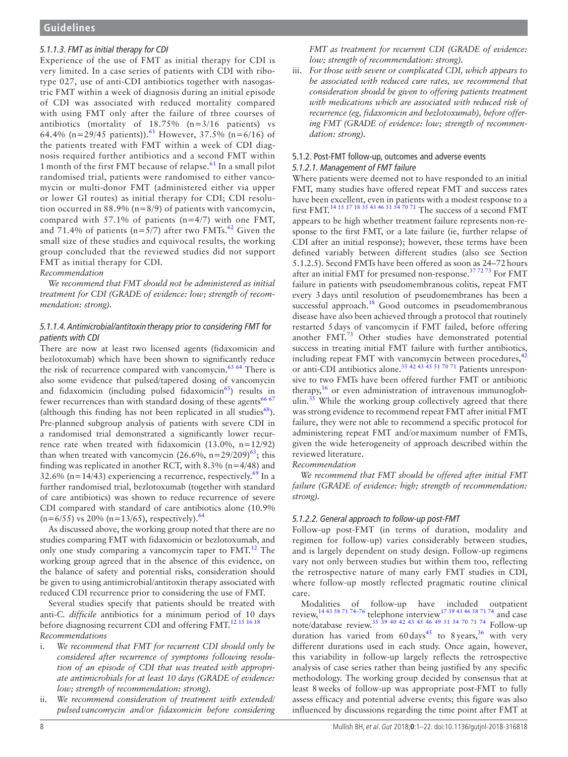#### 5.1.1.3. FMT as initial therapy for CDI

Experience of the use of FMT as initial therapy for CDI is very limited. In a case series of patients with CDI with ribotype 027, use of anti-CDI antibiotics together with nasogastric FMT within a week of diagnosis during an initial episode of CDI was associated with reduced mortality compared with using FMT only after the failure of three courses of antibiotics (mortality of 18.75% (n=3/16 patients) vs 64.4% (n=29/45 patients)).[61] However, 37.5% (n=6/16) of the patients treated with FMT within a week of CDI diagnosis required further antibiotics and a second FMT within 1 month of the first FMT because of relapse.[61] In a small pilot randomised trial, patients were randomised to either vancomycin or multi-donor FMT (administered either via upper or lower GI routes) as initial therapy for CDI; CDI resolution occurred in 88.9% (n=8/9) of patients with vancomycin, compared with 57.1% of patients (n=4/7) with one FMT, and 71.4% of patients (n=5/7) after two FMTs.[62] Given the small size of these studies and equivocal results, the working group concluded that the reviewed studies did not support FMT as initial therapy for CDI.

*Recommendation*

*We recommend that FMT should not be administered as initial treatment for CDI (GRADE of evidence: low; strength of recommendation: strong).*

#### 5.1.1.4. Antimicrobial/antitoxin therapy prior to considering FMT for patients with CDI

There are now at least two licensed agents (fidaxomicin and bezlotoxumab) which have been shown to significantly reduce the risk of recurrence compared with vancomycin.[63 64] There is also some evidence that pulsed/tapered dosing of vancomycin and fidaxomicin (including pulsed fidaxomicin[65]) results in fewer recurrences than with standard dosing of these agents[66 67] (although this finding has not been replicated in all studies[68]). Pre-planned subgroup analysis of patients with severe CDI in a randomised trial demonstrated a significantly lower recurrence rate when treated with fidaxomicin (13.0%, n=12/92) than when treated with vancomycin (26.6%, n=29/209)[63]; this finding was replicated in another RCT, with 8.3% (n=4/48) and 32.6% (n=14/43) experiencing a recurrence, respectively.[69] In a further randomised trial, bezlotoxumab (together with standard of care antibiotics) was shown to reduce recurrence of severe CDI compared with standard of care antibiotics alone (10.9% (n=6/55) vs 20% (n=13/65), respectively).[64]

As discussed above, the working group noted that there are no studies comparing FMT with fidaxomicin or bezlotoxumab, and only one study comparing a vancomycin taper to FMT.[12] The working group agreed that in the absence of this evidence, on the balance of safety and potential risks, consideration should be given to using antimicrobial/antitoxin therapy associated with reduced CDI recurrence prior to considering the use of FMT.

Several studies specify that patients should be treated with anti-*C. difficile* antibiotics for a minimum period of 10 days before diagnosing recurrent CDI and offering FMT.[12 15 16 18]

*Recommendations*

i. *We recommend that FMT for recurrent CDI should only be considered after recurrence of symptoms following resolution of an episode of CDI that was treated with appropriate antimicrobials for at least 10 days (GRADE of evidence: low; strength of recommendation: strong).*
ii. *We recommend consideration of treatment with extended/pulsed vancomycin and/or fidaxomicin before considering FMT as treatment for recurrent CDI (GRADE of evidence: low; strength of recommendation: strong).*
iii. *For those with severe or complicated CDI, which appears to be associated with reduced cure rates, we recommend that consideration should be given to offering patients treatment with medications which are associated with reduced risk of recurrence (eg, fidaxomicin and bezlotoxumab), before offering FMT (GRADE of evidence: low; strength of recommendation: strong).*

### 5.1.2. Post-FMT follow-up, outcomes and adverse events

#### 5.1.2.1. Management of FMT failure

Where patients were deemed not to have responded to an initial FMT, many studies have offered repeat FMT and success rates have been excellent, even in patients with a modest response to a first FMT.[14 15 17 18 35 43 46 51 54 70 71] The success of a second FMT appears to be high whether treatment failure represents non-response to the first FMT, or a late failure (ie, further relapse of CDI after an initial response); however, these terms have been defined variably between different studies (also see Section 5.1.2.5). Second FMTs have been offered as soon as 24–72 hours after an initial FMT for presumed non-response.[37 72 73] For FMT failure in patients with pseudomembranous colitis, repeat FMT every 3 days until resolution of pseudomembranes has been a successful approach.[18] Good outcomes in pseudomembranous disease have also been achieved through a protocol that routinely restarted 5 days of vancomycin if FMT failed, before offering another FMT.[73] Other studies have demonstrated potential success in treating initial FMT failure with further antibiotics, including repeat FMT with vancomycin between procedures,[42] or anti-CDI antibiotics alone.[35 42 43 45 51 70 71] Patients unresponsive to two FMTs have been offered further FMT or antibiotic therapy,[16] or even administration of intravenous immunoglobulin.[35] While the working group collectively agreed that there was strong evidence to recommend repeat FMT after initial FMT failure, they were not able to recommend a specific protocol for administering repeat FMT and/or maximum number of FMTs, given the wide heterogeneity of approach described within the reviewed literature.

*Recommendation*

*We recommend that FMT should be offered after initial FMT failure (GRADE of evidence: high; strength of recommendation: strong).*

#### 5.1.2.2. General approach to follow-up post-FMT

Follow-up post-FMT (in terms of duration, modality and regimen for follow-up) varies considerably between studies, and is largely dependent on study design. Follow-up regimens vary not only between studies but within them too, reflecting the retrospective nature of many early FMT studies in CDI, where follow-up mostly reflected pragmatic routine clinical care.

Modalities of follow-up have included outpatient review,[14 43 58 71 74–76] telephone interview[17 39 43 46 58 71 74] and case note/database review.[35 39 40 42 43 45 46 49 51 54 70 71 74] Follow-up duration has varied from 60 days[45] to 8 years,[36] with very different durations used in each study. Once again, however, this variability in follow-up largely reflects the retrospective analysis of case series rather than being justified by any specific methodology. The working group decided by consensus that at least 8 weeks of follow-up was appropriate post-FMT to fully assess efficacy and potential adverse events; this figure was also influenced by discussions regarding the time point after FMT at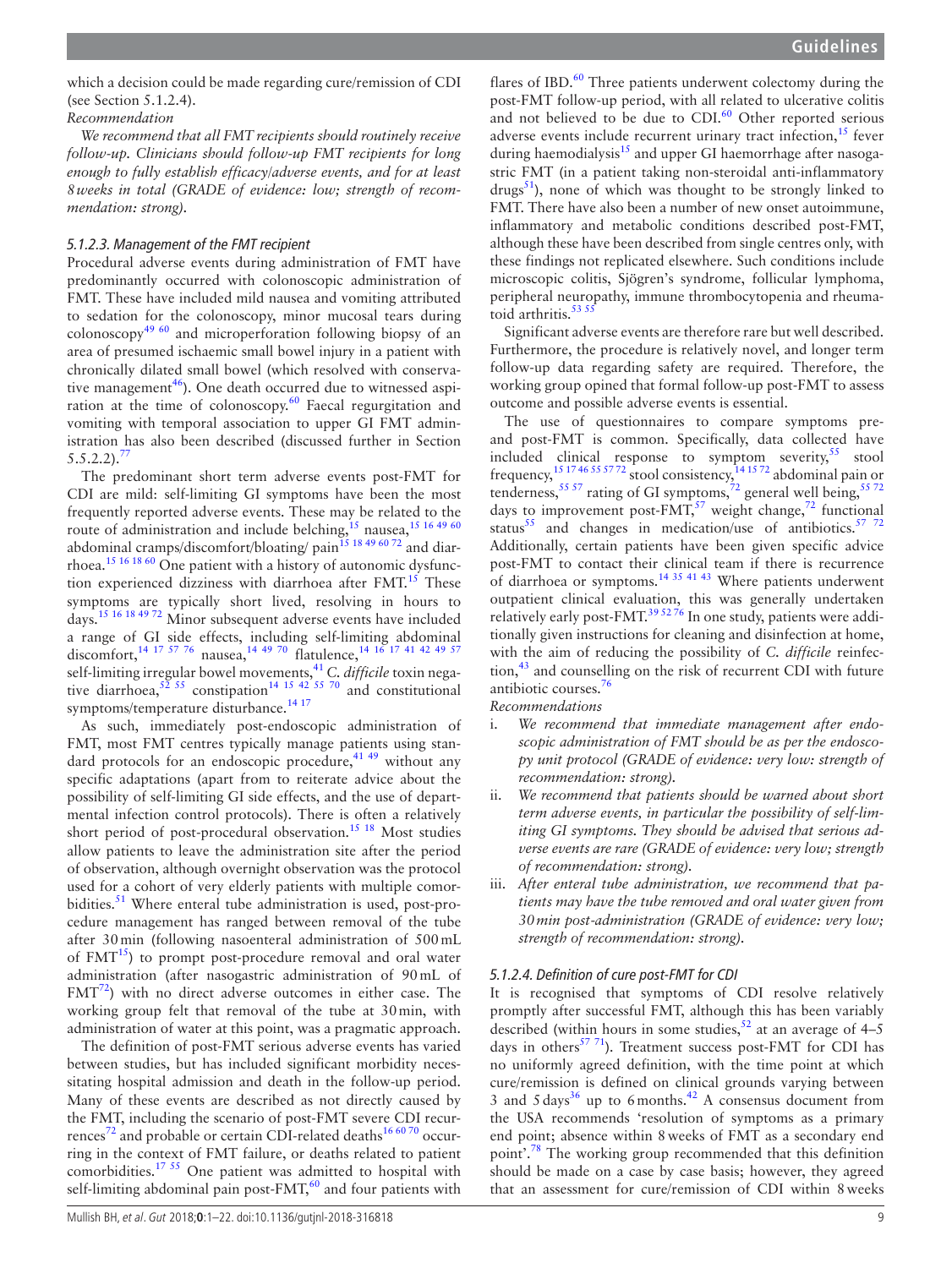which a decision could be made regarding cure/remission of CDI (see Section 5.1.2.4).

*Recommendation*

*We recommend that all FMT recipients should routinely receive follow-up. Clinicians should follow-up FMT recipients for long enough to fully establish efficacy/adverse events, and for at least 8 weeks in total (GRADE of evidence: low; strength of recommendation: strong).*

#### *5.1.2.3. Management of the FMT recipient*

Procedural adverse events during administration of FMT have predominantly occurred with colonoscopic administration of FMT. These have included mild nausea and vomiting attributed to sedation for the colonoscopy, minor mucosal tears during colonoscopy[49 60] and microperforation following biopsy of an area of presumed ischaemic small bowel injury in a patient with chronically dilated small bowel (which resolved with conservative management[46]). One death occurred due to witnessed aspiration at the time of colonoscopy.[60] Faecal regurgitation and vomiting with temporal association to upper GI FMT administration has also been described (discussed further in Section 5.5.2.2).[77]

The predominant short term adverse events post-FMT for CDI are mild: self-limiting GI symptoms have been the most frequently reported adverse events. These may be related to the route of administration and include belching,[15] nausea,[15 16 49 60] abdominal cramps/discomfort/bloating/ pain[15 18 49 60 72] and diarrhoea.[15 16 18 60] One patient with a history of autonomic dysfunction experienced dizziness with diarrhoea after FMT.[15] These symptoms are typically short lived, resolving in hours to days.[15 16 18 49 72] Minor subsequent adverse events have included a range of GI side effects, including self-limiting abdominal discomfort,[14 17 57 76] nausea,[14 49 70] flatulence,[14 16 17 41 42 49 57] self-limiting irregular bowel movements,[41] *C. difficile* toxin negative diarrhoea,[52 55] constipation[14 15 42 55 70] and constitutional symptoms/temperature disturbance.[14 17]

As such, immediately post-endoscopic administration of FMT, most FMT centres typically manage patients using standard protocols for an endoscopic procedure,[41 49] without any specific adaptations (apart from to reiterate advice about the possibility of self-limiting GI side effects, and the use of departmental infection control protocols). There is often a relatively short period of post-procedural observation.[15 18] Most studies allow patients to leave the administration site after the period of observation, although overnight observation was the protocol used for a cohort of very elderly patients with multiple comorbidities.[51] Where enteral tube administration is used, post-procedure management has ranged between removal of the tube after 30 min (following nasoenteral administration of 500 mL of FMT[15]) to prompt post-procedure removal and oral water administration (after nasogastric administration of 90 mL of FMT[72]) with no direct adverse outcomes in either case. The working group felt that removal of the tube at 30 min, with administration of water at this point, was a pragmatic approach.

The definition of post-FMT serious adverse events has varied between studies, but has included significant morbidity necessitating hospital admission and death in the follow-up period. Many of these events are described as not directly caused by the FMT, including the scenario of post-FMT severe CDI recurrences[72] and probable or certain CDI-related deaths[16 60 70] occurring in the context of FMT failure, or deaths related to patient comorbidities.[17 55] One patient was admitted to hospital with self-limiting abdominal pain post-FMT,[60] and four patients with flares of IBD.[60] Three patients underwent colectomy during the post-FMT follow-up period, with all related to ulcerative colitis and not believed to be due to CDI.[60] Other reported serious adverse events include recurrent urinary tract infection,[15] fever during haemodialysis[15] and upper GI haemorrhage after nasogastric FMT (in a patient taking non-steroidal anti-inflammatory drugs[51]), none of which was thought to be strongly linked to FMT. There have also been a number of new onset autoimmune, inflammatory and metabolic conditions described post-FMT, although these have been described from single centres only, with these findings not replicated elsewhere. Such conditions include microscopic colitis, Sjögren's syndrome, follicular lymphoma, peripheral neuropathy, immune thrombocytopenia and rheumatoid arthritis.[53 55]

Significant adverse events are therefore rare but well described. Furthermore, the procedure is relatively novel, and longer term follow-up data regarding safety are required. Therefore, the working group opined that formal follow-up post-FMT to assess outcome and possible adverse events is essential.

The use of questionnaires to compare symptoms pre- and post-FMT is common. Specifically, data collected have included clinical response to symptom severity,[55] stool frequency,[15 17 46 55 57 72] stool consistency,[14 15 72] abdominal pain or tenderness,[55 57] rating of GI symptoms,[72] general well being,[55 72] days to improvement post-FMT,[57] weight change,[72] functional status[55] and changes in medication/use of antibiotics.[57 72] Additionally, certain patients have been given specific advice post-FMT to contact their clinical team if there is recurrence of diarrhoea or symptoms.[14 35 41 43] Where patients underwent outpatient clinical evaluation, this was generally undertaken relatively early post-FMT.[39 52 76] In one study, patients were additionally given instructions for cleaning and disinfection at home, with the aim of reducing the possibility of *C. difficile* reinfection,[43] and counselling on the risk of recurrent CDI with future antibiotic courses.[76]

*Recommendations*

i. *We recommend that immediate management after endoscopic administration of FMT should be as per the endoscopy unit protocol (GRADE of evidence: very low: strength of recommendation: strong).*
ii. *We recommend that patients should be warned about short term adverse events, in particular the possibility of self-limiting GI symptoms. They should be advised that serious adverse events are rare (GRADE of evidence: very low; strength of recommendation: strong).*
iii. *After enteral tube administration, we recommend that patients may have the tube removed and oral water given from 30 min post-administration (GRADE of evidence: very low; strength of recommendation: strong).*

#### *5.1.2.4. Definition of cure post-FMT for CDI*

It is recognised that symptoms of CDI resolve relatively promptly after successful FMT, although this has been variably described (within hours in some studies,[52] at an average of 4–5 days in others[57 71]). Treatment success post-FMT for CDI has no uniformly agreed definition, with the time point at which cure/remission is defined on clinical grounds varying between 3 and 5 days[36] up to 6 months.[42] A consensus document from the USA recommends 'resolution of symptoms as a primary end point; absence within 8 weeks of FMT as a secondary end point'.[78] The working group recommended that this definition should be made on a case by case basis; however, they agreed that an assessment for cure/remission of CDI within 8 weeks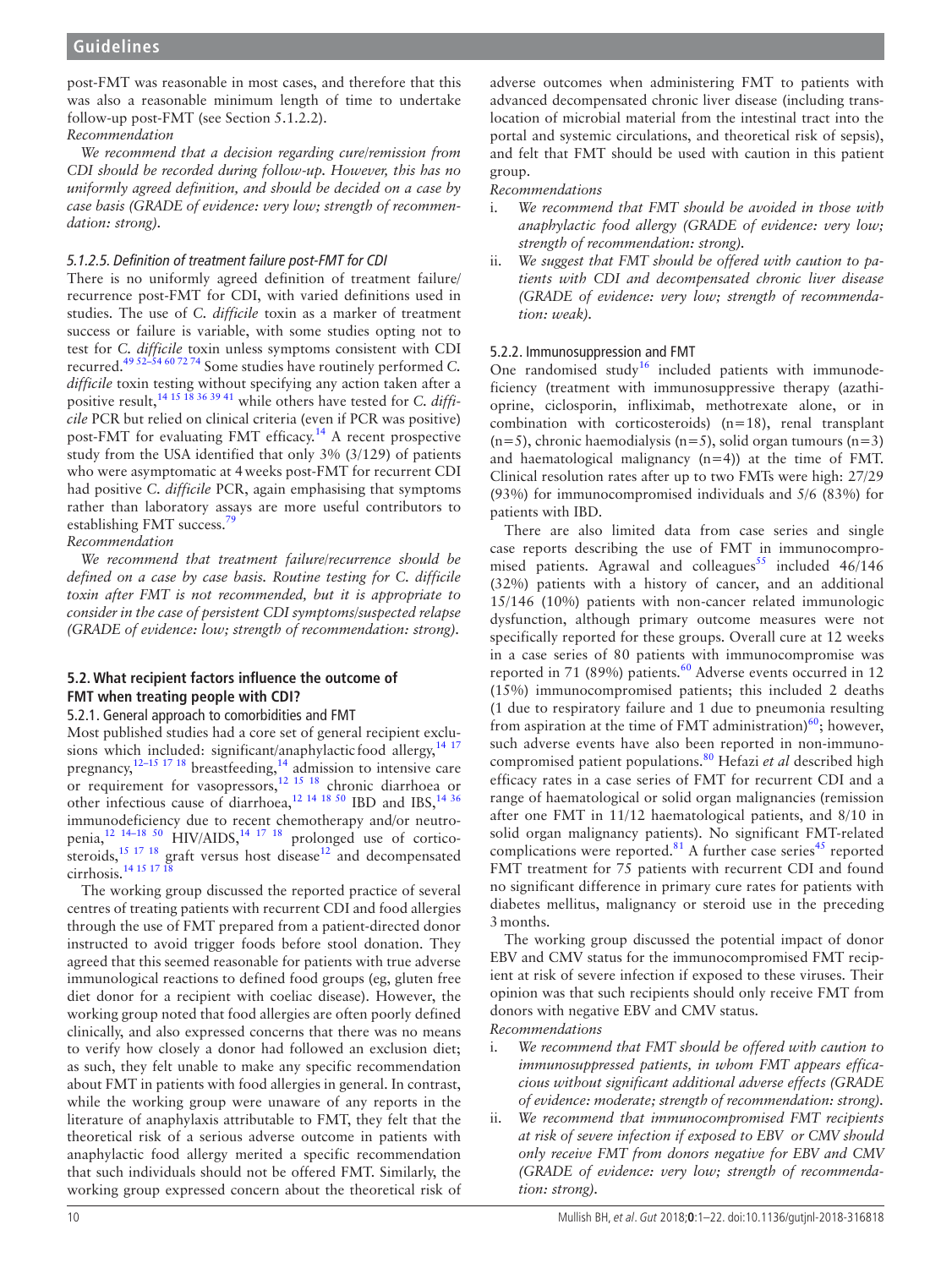post-FMT was reasonable in most cases, and therefore that this was also a reasonable minimum length of time to undertake follow-up post-FMT (see Section 5.1.2.2).

*Recommendation*

*We recommend that a decision regarding cure/remission from CDI should be recorded during follow-up. However, this has no uniformly agreed definition, and should be decided on a case by case basis (GRADE of evidence: very low; strength of recommendation: strong).*

#### 5.1.2.5. Definition of treatment failure post-FMT for CDI

There is no uniformly agreed definition of treatment failure/recurrence post-FMT for CDI, with varied definitions used in studies. The use of *C. difficile* toxin as a marker of treatment success or failure is variable, with some studies opting not to test for *C. difficile* toxin unless symptoms consistent with CDI recurred.[49 52–54 60 72 74] Some studies have routinely performed *C. difficile* toxin testing without specifying any action taken after a positive result,[14 15 18 36 39 41] while others have tested for *C. difficile* PCR but relied on clinical criteria (even if PCR was positive) post-FMT for evaluating FMT efficacy.[14] A recent prospective study from the USA identified that only 3% (3/129) of patients who were asymptomatic at 4 weeks post-FMT for recurrent CDI had positive *C. difficile* PCR, again emphasising that symptoms rather than laboratory assays are more useful contributors to establishing FMT success.[79]

*Recommendation*

*We recommend that treatment failure/recurrence should be defined on a case by case basis. Routine testing for C. difficile toxin after FMT is not recommended, but it is appropriate to consider in the case of persistent CDI symptoms/suspected relapse (GRADE of evidence: low; strength of recommendation: strong).*

### 5.2. What recipient factors influence the outcome of FMT when treating people with CDI?

#### 5.2.1. General approach to comorbidities and FMT

Most published studies had a core set of general recipient exclusions which included: significant/anaphylactic food allergy,[14 17] pregnancy,[12–15 17 18] breastfeeding,[14] admission to intensive care or requirement for vasopressors,[12 15 18] chronic diarrhoea or other infectious cause of diarrhoea,[12 14 18 50] IBD and IBS,[14 36] immunodeficiency due to recent chemotherapy and/or neutropenia,[12 14–18 50] HIV/AIDS,[14 17 18] prolonged use of corticosteroids,[15 17 18] graft versus host disease[12] and decompensated cirrhosis.[14 15 17 18]

The working group discussed the reported practice of several centres of treating patients with recurrent CDI and food allergies through the use of FMT prepared from a patient-directed donor instructed to avoid trigger foods before stool donation. They agreed that this seemed reasonable for patients with true adverse immunological reactions to defined food groups (eg, gluten free diet donor for a recipient with coeliac disease). However, the working group noted that food allergies are often poorly defined clinically, and also expressed concerns that there was no means to verify how closely a donor had followed an exclusion diet; as such, they felt unable to make any specific recommendation about FMT in patients with food allergies in general. In contrast, while the working group were unaware of any reports in the literature of anaphylaxis attributable to FMT, they felt that the theoretical risk of a serious adverse outcome in patients with anaphylactic food allergy merited a specific recommendation that such individuals should not be offered FMT. Similarly, the working group expressed concern about the theoretical risk of adverse outcomes when administering FMT to patients with advanced decompensated chronic liver disease (including translocation of microbial material from the intestinal tract into the portal and systemic circulations, and theoretical risk of sepsis), and felt that FMT should be used with caution in this patient group.

*Recommendations*

1. *We recommend that FMT should be avoided in those with anaphylactic food allergy (GRADE of evidence: very low; strength of recommendation: strong).*
2. *We suggest that FMT should be offered with caution to patients with CDI and decompensated chronic liver disease (GRADE of evidence: very low; strength of recommendation: weak).*

#### 5.2.2. Immunosuppression and FMT

One randomised study[16] included patients with immunodeficiency (treatment with immunosuppressive therapy (azathioprine, ciclosporin, infliximab, methotrexate alone, or in combination with corticosteroids) (n=18), renal transplant (n=5), chronic haemodialysis (n=5), solid organ tumours (n=3) and haematological malignancy (n=4)) at the time of FMT. Clinical resolution rates after up to two FMTs were high: 27/29 (93%) for immunocompromised individuals and 5/6 (83%) for patients with IBD.

There are also limited data from case series and single case reports describing the use of FMT in immunocompromised patients. Agrawal and colleagues[55] included 46/146 (32%) patients with a history of cancer, and an additional 15/146 (10%) patients with non-cancer related immunologic dysfunction, although primary outcome measures were not specifically reported for these groups. Overall cure at 12 weeks in a case series of 80 patients with immunocompromise was reported in 71 (89%) patients.[60] Adverse events occurred in 12 (15%) immunocompromised patients; this included 2 deaths (1 due to respiratory failure and 1 due to pneumonia resulting from aspiration at the time of FMT administration)[60]; however, such adverse events have also been reported in non-immunocompromised patient populations.[80] Hefazi *et al* described high efficacy rates in a case series of FMT for recurrent CDI and a range of haematological or solid organ malignancies (remission after one FMT in 11/12 haematological patients, and 8/10 in solid organ malignancy patients). No significant FMT-related complications were reported.[81] A further case series[45] reported FMT treatment for 75 patients with recurrent CDI and found no significant difference in primary cure rates for patients with diabetes mellitus, malignancy or steroid use in the preceding 3 months.

The working group discussed the potential impact of donor EBV and CMV status for the immunocompromised FMT recipient at risk of severe infection if exposed to these viruses. Their opinion was that such recipients should only receive FMT from donors with negative EBV and CMV status.

*Recommendations*

1. *We recommend that FMT should be offered with caution to immunosuppressed patients, in whom FMT appears efficacious without significant additional adverse effects (GRADE of evidence: moderate; strength of recommendation: strong).*
2. *We recommend that immunocompromised FMT recipients at risk of severe infection if exposed to EBV or CMV should only receive FMT from donors negative for EBV and CMV (GRADE of evidence: very low; strength of recommendation: strong).*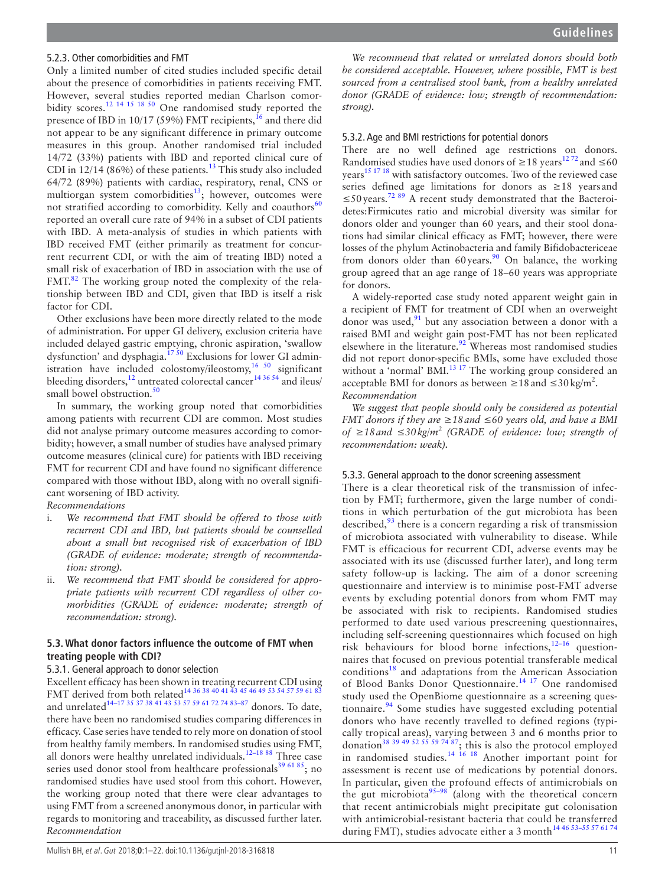#### 5.2.3. Other comorbidities and FMT

Only a limited number of cited studies included specific detail about the presence of comorbidities in patients receiving FMT. However, several studies reported median Charlson comorbidity scores.[12 14 15 18 50] One randomised study reported the presence of IBD in 10/17 (59%) FMT recipients,[16] and there did not appear to be any significant difference in primary outcome measures in this group. Another randomised trial included 14/72 (33%) patients with IBD and reported clinical cure of CDI in 12/14 (86%) of these patients.[13] This study also included 64/72 (89%) patients with cardiac, respiratory, renal, CNS or multiorgan system comorbidities[13]; however, outcomes were not stratified according to comorbidity. Kelly and coauthors[60] reported an overall cure rate of 94% in a subset of CDI patients with IBD. A meta-analysis of studies in which patients with IBD received FMT (either primarily as treatment for concurrent recurrent CDI, or with the aim of treating IBD) noted a small risk of exacerbation of IBD in association with the use of FMT.[82] The working group noted the complexity of the relationship between IBD and CDI, given that IBD is itself a risk factor for CDI.

Other exclusions have been more directly related to the mode of administration. For upper GI delivery, exclusion criteria have included delayed gastric emptying, chronic aspiration, 'swallow dysfunction' and dysphagia.[17 50] Exclusions for lower GI administration have included colostomy/ileostomy,[16 50] significant bleeding disorders,[12] untreated colorectal cancer[14 36 54] and ileus/small bowel obstruction.[50]

In summary, the working group noted that comorbidities among patients with recurrent CDI are common. Most studies did not analyse primary outcome measures according to comorbidity; however, a small number of studies have analysed primary outcome measures (clinical cure) for patients with IBD receiving FMT for recurrent CDI and have found no significant difference compared with those without IBD, along with no overall significant worsening of IBD activity.

*Recommendations*

i. *We recommend that FMT should be offered to those with recurrent CDI and IBD, but patients should be counselled about a small but recognised risk of exacerbation of IBD (GRADE of evidence: moderate; strength of recommendation: strong).*
ii. *We recommend that FMT should be considered for appropriate patients with recurrent CDI regardless of other comorbidities (GRADE of evidence: moderate; strength of recommendation: strong).*

### 5.3. What donor factors influence the outcome of FMT when treating people with CDI?

#### 5.3.1. General approach to donor selection

Excellent efficacy has been shown in treating recurrent CDI using FMT derived from both related[14 36 38 40 41 43 45 46 49 53 54 57 59 61 83] and unrelated[14–17 35 37 38 41 43 53 57 59 61 72 74 83–87] donors. To date, there have been no randomised studies comparing differences in efficacy. Case series have tended to rely more on donation of stool from healthy family members. In randomised studies using FMT, all donors were healthy unrelated individuals.[12–18 88] Three case series used donor stool from healthcare professionals[39 61 85]; no randomised studies have used stool from this cohort. However, the working group noted that there were clear advantages to using FMT from a screened anonymous donor, in particular with regards to monitoring and traceability, as discussed further later.

*Recommendation*

*We recommend that related or unrelated donors should both be considered acceptable. However, where possible, FMT is best sourced from a centralised stool bank, from a healthy unrelated donor (GRADE of evidence: low; strength of recommendation: strong).*

#### 5.3.2. Age and BMI restrictions for potential donors

There are no well defined age restrictions on donors. Randomised studies have used donors of ≥18 years[12 72] and ≤60 years[15 17 18] with satisfactory outcomes. Two of the reviewed case series defined age limitations for donors as ≥18 years and ≤50 years.[72 89] A recent study demonstrated that the Bacteroidetes:Firmicutes ratio and microbial diversity was similar for donors older and younger than 60 years, and their stool donations had similar clinical efficacy as FMT; however, there were losses of the phylum Actinobacteria and family Bifidobactericeae from donors older than 60 years.[90] On balance, the working group agreed that an age range of 18–60 years was appropriate for donors.

A widely-reported case study noted apparent weight gain in a recipient of FMT for treatment of CDI when an overweight donor was used,[91] but any association between a donor with a raised BMI and weight gain post-FMT has not been replicated elsewhere in the literature.[92] Whereas most randomised studies did not report donor-specific BMIs, some have excluded those without a 'normal' BMI.[13 17] The working group considered an acceptable BMI for donors as between ≥18 and ≤30 kg/m$^2$.

*Recommendation*

*We suggest that people should only be considered as potential FMT donors if they are ≥18 and ≤60 years old, and have a BMI of ≥18 and ≤30 kg/m$^2$ (GRADE of evidence: low; strength of recommendation: weak).*

#### 5.3.3. General approach to the donor screening assessment

There is a clear theoretical risk of the transmission of infection by FMT; furthermore, given the large number of conditions in which perturbation of the gut microbiota has been described,[93] there is a concern regarding a risk of transmission of microbiota associated with vulnerability to disease. While FMT is efficacious for recurrent CDI, adverse events may be associated with its use (discussed further later), and long term safety follow-up is lacking. The aim of a donor screening questionnaire and interview is to minimise post-FMT adverse events by excluding potential donors from whom FMT may be associated with risk to recipients. Randomised studies performed to date used various prescreening questionnaires, including self-screening questionnaires which focused on high risk behaviours for blood borne infections,[12–16] questionnaires that focused on previous potential transferable medical conditions[18] and adaptations from the American Association of Blood Banks Donor Questionnaire.[14 17] One randomised study used the OpenBiome questionnaire as a screening questionnaire.[94] Some studies have suggested excluding potential donors who have recently travelled to defined regions (typically tropical areas), varying between 3 and 6 months prior to donation[38 39 49 52 55 59 74 87]; this is also the protocol employed in randomised studies.[14 16 18] Another important point for assessment is recent use of medications by potential donors. In particular, given the profound effects of antimicrobials on the gut microbiota[95–98] (along with the theoretical concern that recent antimicrobials might precipitate gut colonisation with antimicrobial-resistant bacteria that could be transferred during FMT), studies advocate either a 3 month[14 46 53–55 57 61 74]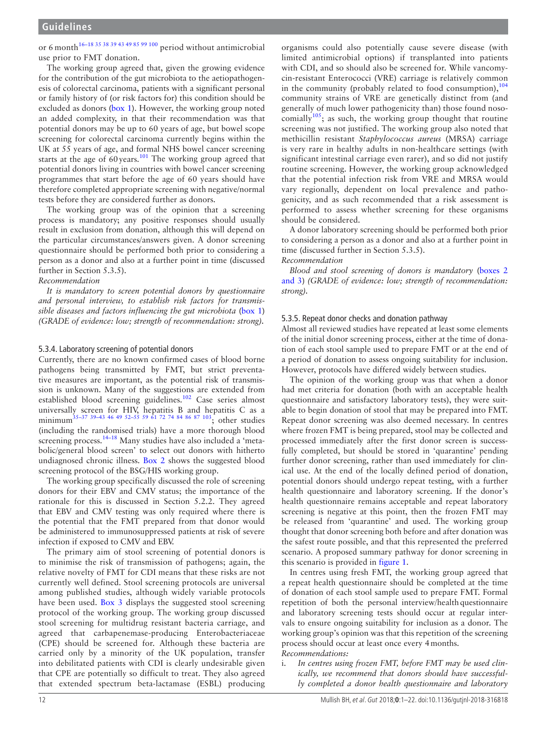or 6 month[16–18 35 38 39 43 49 85 99 100] period without antimicrobial use prior to FMT donation.

The working group agreed that, given the growing evidence for the contribution of the gut microbiota to the aetiopathogenesis of colorectal carcinoma, patients with a significant personal or family history of (or risk factors for) this condition should be excluded as donors (box 1). However, the working group noted an added complexity, in that their recommendation was that potential donors may be up to 60 years of age, but bowel scope screening for colorectal carcinoma currently begins within the UK at 55 years of age, and formal NHS bowel cancer screening starts at the age of 60 years.[101] The working group agreed that potential donors living in countries with bowel cancer screening programmes that start before the age of 60 years should have therefore completed appropriate screening with negative/normal tests before they are considered further as donors.

The working group was of the opinion that a screening process is mandatory; any positive responses should usually result in exclusion from donation, although this will depend on the particular circumstances/answers given. A donor screening questionnaire should be performed both prior to considering a person as a donor and also at a further point in time (discussed further in Section 5.3.5).

*Recommendation*

*It is mandatory to screen potential donors by questionnaire and personal interview, to establish risk factors for transmissible diseases and factors influencing the gut microbiota* (box 1) *(GRADE of evidence: low; strength of recommendation: strong).*

### 5.3.4. Laboratory screening of potential donors

Currently, there are no known confirmed cases of blood borne pathogens being transmitted by FMT, but strict preventative measures are important, as the potential risk of transmission is unknown. Many of the suggestions are extended from established blood screening guidelines.[102] Case series almost universally screen for HIV, hepatitis B and hepatitis C as a minimum[35–37 39–43 46 49 52–55 59 61 72 74 84 86 87 103]; other studies (including the randomised trials) have a more thorough blood screening process.[14–18] Many studies have also included a 'metabolic/general blood screen' to select out donors with hitherto undiagnosed chronic illness. Box 2 shows the suggested blood screening protocol of the BSG/HIS working group.

The working group specifically discussed the role of screening donors for their EBV and CMV status; the importance of the rationale for this is discussed in Section 5.2.2. They agreed that EBV and CMV testing was only required where there is the potential that the FMT prepared from that donor would be administered to immunosuppressed patients at risk of severe infection if exposed to CMV and EBV.

The primary aim of stool screening of potential donors is to minimise the risk of transmission of pathogens; again, the relative novelty of FMT for CDI means that these risks are not currently well defined. Stool screening protocols are universal among published studies, although widely variable protocols have been used. Box 3 displays the suggested stool screening protocol of the working group. The working group discussed stool screening for multidrug resistant bacteria carriage, and agreed that carbapenemase-producing Enterobacteriaceae (CPE) should be screened for. Although these bacteria are carried only by a minority of the UK population, transfer into debilitated patients with CDI is clearly undesirable given that CPE are potentially so difficult to treat. They also agreed that extended spectrum beta-lactamase (ESBL) producing organisms could also potentially cause severe disease (with limited antimicrobial options) if transplanted into patients with CDI, and so should also be screened for. While vancomycin-resistant Enterococci (VRE) carriage is relatively common in the community (probably related to food consumption),[104] community strains of VRE are genetically distinct from (and generally of much lower pathogenicity than) those found nosocomially[105]; as such, the working group thought that routine screening was not justified. The working group also noted that methicillin resistant *Staphylococcus aureus* (MRSA) carriage is very rare in healthy adults in non-healthcare settings (with significant intestinal carriage even rarer), and so did not justify routine screening. However, the working group acknowledged that the potential infection risk from VRE and MRSA would vary regionally, dependent on local prevalence and pathogenicity, and as such recommended that a risk assessment is performed to assess whether screening for these organisms should be considered.

A donor laboratory screening should be performed both prior to considering a person as a donor and also at a further point in time (discussed further in Section 5.3.5).

*Recommendation*

*Blood and stool screening of donors is mandatory* (boxes 2 and 3) *(GRADE of evidence: low; strength of recommendation: strong).*

### 5.3.5. Repeat donor checks and donation pathway

Almost all reviewed studies have repeated at least some elements of the initial donor screening process, either at the time of donation of each stool sample used to prepare FMT or at the end of a period of donation to assess ongoing suitability for inclusion. However, protocols have differed widely between studies.

The opinion of the working group was that when a donor had met criteria for donation (both with an acceptable health questionnaire and satisfactory laboratory tests), they were suitable to begin donation of stool that may be prepared into FMT. Repeat donor screening was also deemed necessary. In centres where frozen FMT is being prepared, stool may be collected and processed immediately after the first donor screen is successfully completed, but should be stored in 'quarantine' pending further donor screening, rather than used immediately for clinical use. At the end of the locally defined period of donation, potential donors should undergo repeat testing, with a further health questionnaire and laboratory screening. If the donor's health questionnaire remains acceptable and repeat laboratory screening is negative at this point, then the frozen FMT may be released from 'quarantine' and used. The working group thought that donor screening both before and after donation was the safest route possible, and that this represented the preferred scenario. A proposed summary pathway for donor screening in this scenario is provided in figure 1.

In centres using fresh FMT, the working group agreed that a repeat health questionnaire should be completed at the time of donation of each stool sample used to prepare FMT. Formal repetition of both the personal interview/health questionnaire and laboratory screening tests should occur at regular intervals to ensure ongoing suitability for inclusion as a donor. The working group's opinion was that this repetition of the screening process should occur at least once every 4 months.

*Recommendations:*

i. *In centres using frozen FMT, before FMT may be used clinically, we recommend that donors should have successfully completed a donor health questionnaire and laboratory*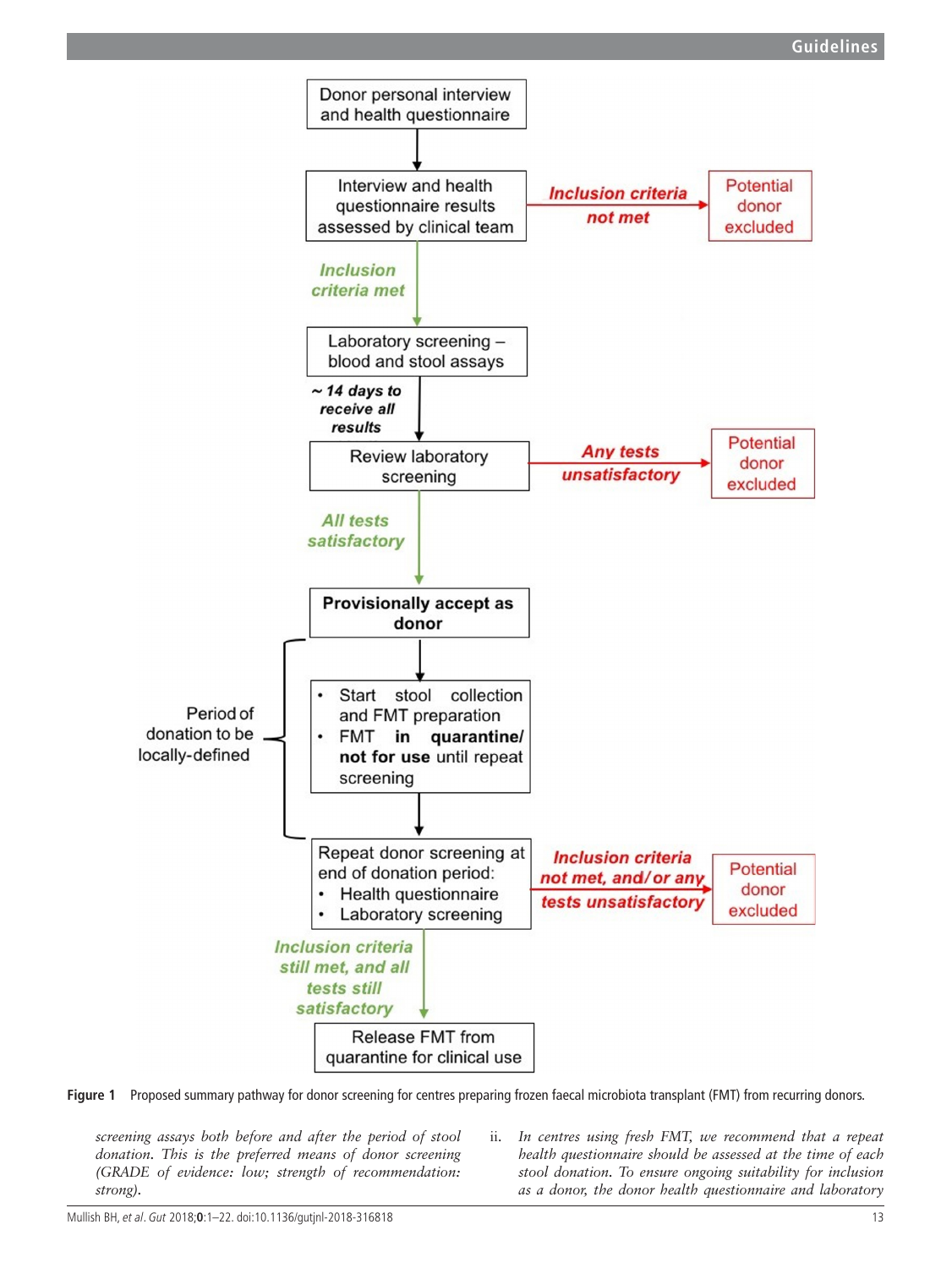Donor personal interview and health questionnaire

↓

Interview and health questionnaire results assessed by clinical team → *Inclusion criteria not met* → Potential donor excluded

↓ *Inclusion criteria met*

Laboratory screening – blood and stool assays

↓ *~ 14 days to receive all results*

Review laboratory screening → *Any tests unsatisfactory* → Potential donor excluded

↓ *All tests satisfactory*

**Provisionally accept as donor**

↓

Period of donation to be locally-defined:

- Start stool collection and FMT preparation
- FMT **in quarantine/ not for use** until repeat screening

↓

Repeat donor screening at end of donation period:

- Health questionnaire
- Laboratory screening

→ *Inclusion criteria not met, and/or any tests unsatisfactory* → Potential donor excluded

↓ *Inclusion criteria still met, and all tests still satisfactory*

Release FMT from quarantine for clinical use

**Figure 1** Proposed summary pathway for donor screening for centres preparing frozen faecal microbiota transplant (FMT) from recurring donors.

*screening assays both before and after the period of stool donation. This is the preferred means of donor screening (GRADE of evidence: low; strength of recommendation: strong).*

ii. *In centres using fresh FMT, we recommend that a repeat health questionnaire should be assessed at the time of each stool donation. To ensure ongoing suitability for inclusion as a donor, the donor health questionnaire and laboratory*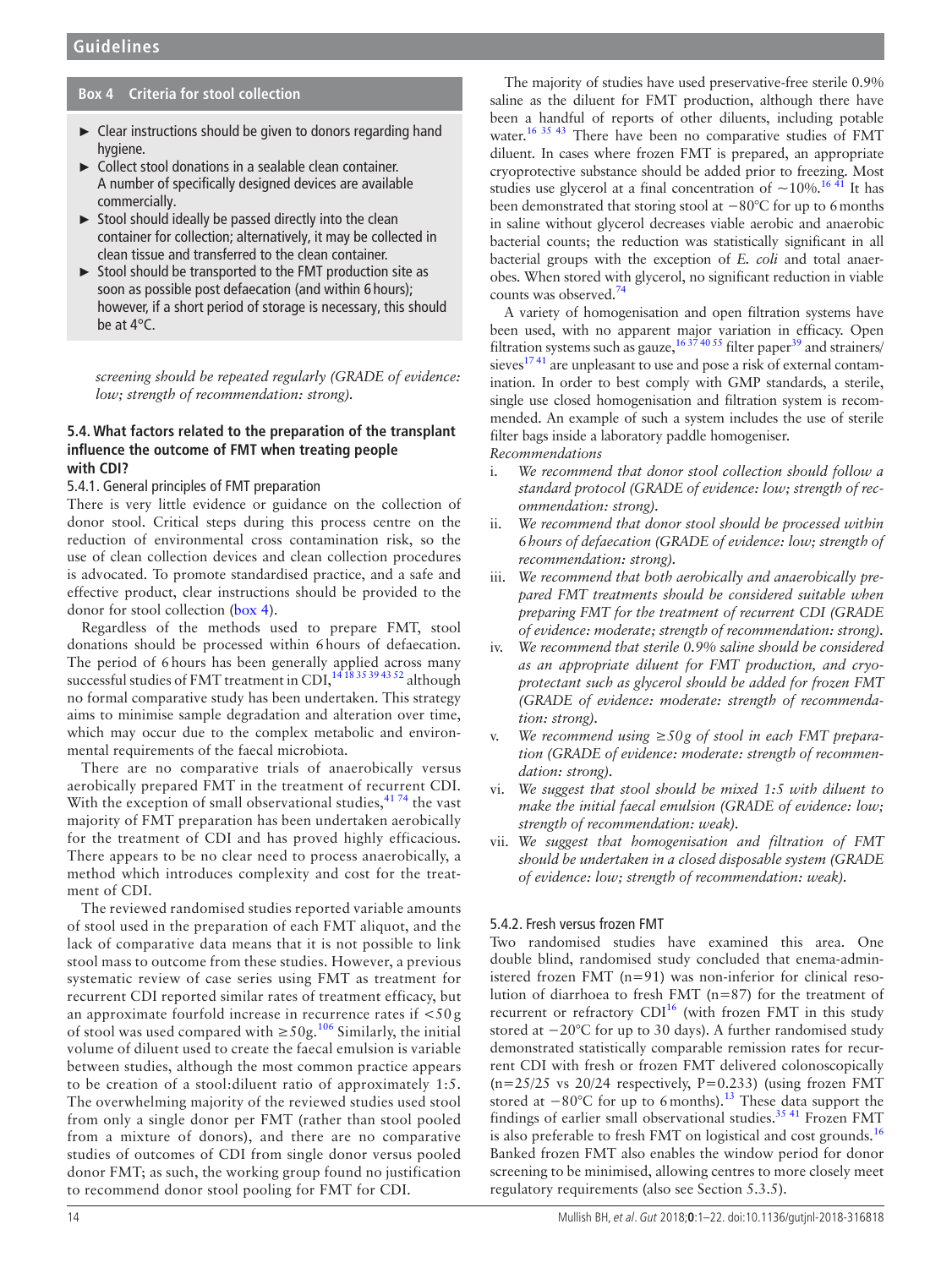**Box 4 Criteria for stool collection**

- Clear instructions should be given to donors regarding hand hygiene.
- Collect stool donations in a sealable clean container. A number of specifically designed devices are available commercially.
- Stool should ideally be passed directly into the clean container for collection; alternatively, it may be collected in clean tissue and transferred to the clean container.
- Stool should be transported to the FMT production site as soon as possible post defaecation (and within 6 hours); however, if a short period of storage is necessary, this should be at 4°C.

*screening should be repeated regularly (GRADE of evidence: low; strength of recommendation: strong).*

### 5.4. What factors related to the preparation of the transplant influence the outcome of FMT when treating people with CDI?

#### 5.4.1. General principles of FMT preparation

There is very little evidence or guidance on the collection of donor stool. Critical steps during this process centre on the reduction of environmental cross contamination risk, so the use of clean collection devices and clean collection procedures is advocated. To promote standardised practice, and a safe and effective product, clear instructions should be provided to the donor for stool collection (box 4).

Regardless of the methods used to prepare FMT, stool donations should be processed within 6 hours of defaecation. The period of 6 hours has been generally applied across many successful studies of FMT treatment in CDI,[14 18 35 39 43 52] although no formal comparative study has been undertaken. This strategy aims to minimise sample degradation and alteration over time, which may occur due to the complex metabolic and environmental requirements of the faecal microbiota.

There are no comparative trials of anaerobically versus aerobically prepared FMT in the treatment of recurrent CDI. With the exception of small observational studies,[41 74] the vast majority of FMT preparation has been undertaken aerobically for the treatment of CDI and has proved highly efficacious. There appears to be no clear need to process anaerobically, a method which introduces complexity and cost for the treatment of CDI.

The reviewed randomised studies reported variable amounts of stool used in the preparation of each FMT aliquot, and the lack of comparative data means that it is not possible to link stool mass to outcome from these studies. However, a previous systematic review of case series using FMT as treatment for recurrent CDI reported similar rates of treatment efficacy, but an approximate fourfold increase in recurrence rates if <50 g of stool was used compared with ≥50 g.[106] Similarly, the initial volume of diluent used to create the faecal emulsion is variable between studies, although the most common practice appears to be creation of a stool:diluent ratio of approximately 1:5. The overwhelming majority of the reviewed studies used stool from only a single donor per FMT (rather than stool pooled from a mixture of donors), and there are no comparative studies of outcomes of CDI from single donor versus pooled donor FMT; as such, the working group found no justification to recommend donor stool pooling for FMT for CDI.

The majority of studies have used preservative-free sterile 0.9% saline as the diluent for FMT production, although there have been a handful of reports of other diluents, including potable water.[16 35 43] There have been no comparative studies of FMT diluent. In cases where frozen FMT is prepared, an appropriate cryoprotective substance should be added prior to freezing. Most studies use glycerol at a final concentration of ~10%.[16 41] It has been demonstrated that storing stool at −80°C for up to 6 months in saline without glycerol decreases viable aerobic and anaerobic bacterial counts; the reduction was statistically significant in all bacterial groups with the exception of *E. coli* and total anaerobes. When stored with glycerol, no significant reduction in viable counts was observed.[74]

A variety of homogenisation and open filtration systems have been used, with no apparent major variation in efficacy. Open filtration systems such as gauze,[16 37 40 55] filter paper[39] and strainers/sieves[17 41] are unpleasant to use and pose a risk of external contamination. In order to best comply with GMP standards, a sterile, single use closed homogenisation and filtration system is recommended. An example of such a system includes the use of sterile filter bags inside a laboratory paddle homogeniser.

Recommendations

i. *We recommend that donor stool collection should follow a standard protocol (GRADE of evidence: low; strength of recommendation: strong).*
ii. *We recommend that donor stool should be processed within 6 hours of defaecation (GRADE of evidence: low; strength of recommendation: strong).*
iii. *We recommend that both aerobically and anaerobically prepared FMT treatments should be considered suitable when preparing FMT for the treatment of recurrent CDI (GRADE of evidence: moderate; strength of recommendation: strong).*
iv. *We recommend that sterile 0.9% saline should be considered as an appropriate diluent for FMT production, and cryoprotectant such as glycerol should be added for frozen FMT (GRADE of evidence: moderate: strength of recommendation: strong).*
v. *We recommend using ≥50 g of stool in each FMT preparation (GRADE of evidence: moderate: strength of recommendation: strong).*
vi. *We suggest that stool should be mixed 1:5 with diluent to make the initial faecal emulsion (GRADE of evidence: low; strength of recommendation: weak).*
vii. *We suggest that homogenisation and filtration of FMT should be undertaken in a closed disposable system (GRADE of evidence: low; strength of recommendation: weak).*

#### 5.4.2. Fresh versus frozen FMT

Two randomised studies have examined this area. One double blind, randomised study concluded that enema-administered frozen FMT (n=91) was non-inferior for clinical resolution of diarrhoea to fresh FMT (n=87) for the treatment of recurrent or refractory CDI[16] (with frozen FMT in this study stored at −20°C for up to 30 days). A further randomised study demonstrated statistically comparable remission rates for recurrent CDI with fresh or frozen FMT delivered colonoscopically (n=25/25 vs 20/24 respectively, P=0.233) (using frozen FMT stored at −80°C for up to 6 months).[13] These data support the findings of earlier small observational studies.[35 41] Frozen FMT is also preferable to fresh FMT on logistical and cost grounds.[16] Banked frozen FMT also enables the window period for donor screening to be minimised, allowing centres to more closely meet regulatory requirements (also see Section 5.3.5).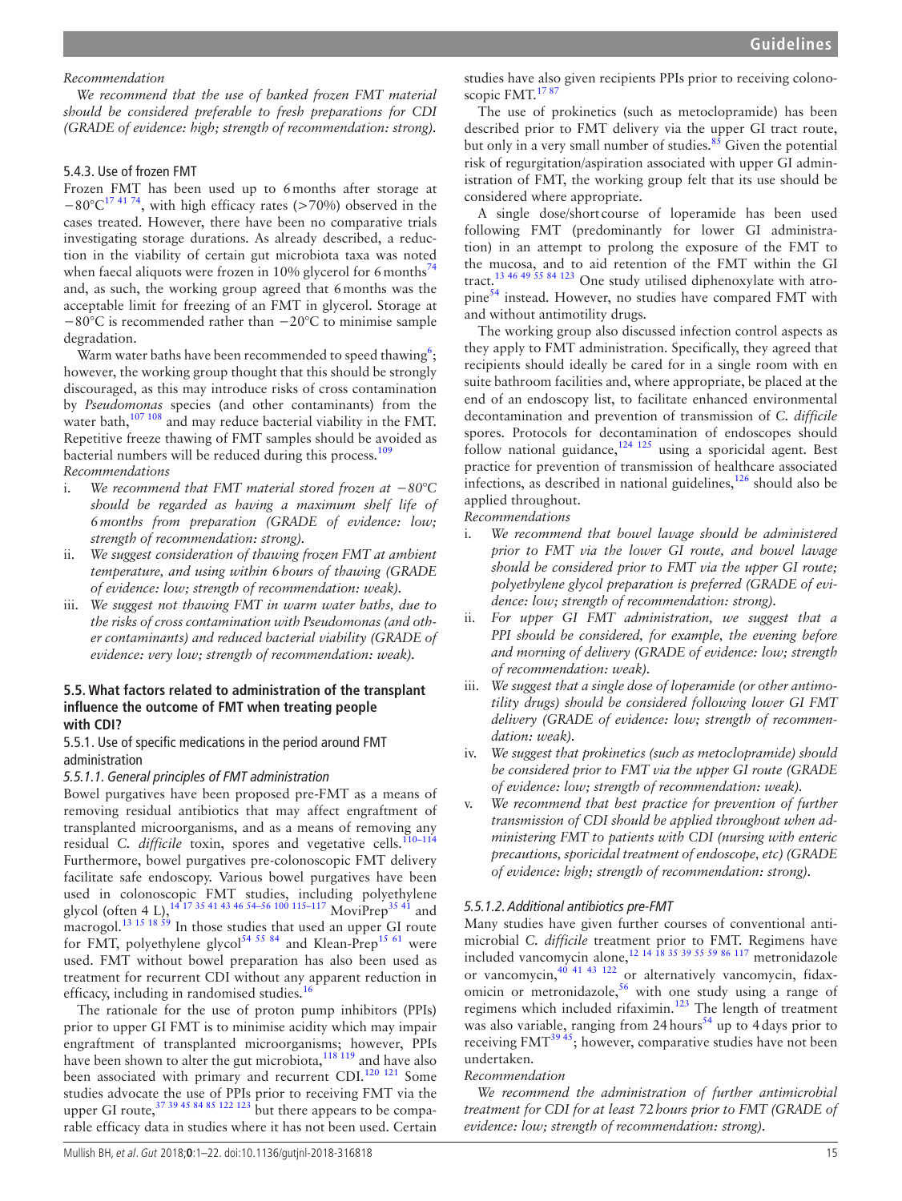*Recommendation*

*We recommend that the use of banked frozen FMT material should be considered preferable to fresh preparations for CDI (GRADE of evidence: high; strength of recommendation: strong).*

#### 5.4.3. Use of frozen FMT

Frozen FMT has been used up to 6 months after storage at −80°C[17 41 74], with high efficacy rates (>70%) observed in the cases treated. However, there have been no comparative trials investigating storage durations. As already described, a reduction in the viability of certain gut microbiota taxa was noted when faecal aliquots were frozen in 10% glycerol for 6 months[74] and, as such, the working group agreed that 6 months was the acceptable limit for freezing of an FMT in glycerol. Storage at −80°C is recommended rather than −20°C to minimise sample degradation.

Warm water baths have been recommended to speed thawing[6]; however, the working group thought that this should be strongly discouraged, as this may introduce risks of cross contamination by *Pseudomonas* species (and other contaminants) from the water bath,[107 108] and may reduce bacterial viability in the FMT. Repetitive freeze thawing of FMT samples should be avoided as bacterial numbers will be reduced during this process.[109]

*Recommendations*

i. *We recommend that FMT material stored frozen at −80°C should be regarded as having a maximum shelf life of 6 months from preparation (GRADE of evidence: low; strength of recommendation: strong).*
ii. *We suggest consideration of thawing frozen FMT at ambient temperature, and using within 6 hours of thawing (GRADE of evidence: low; strength of recommendation: weak).*
iii. *We suggest not thawing FMT in warm water baths, due to the risks of cross contamination with Pseudomonas (and other contaminants) and reduced bacterial viability (GRADE of evidence: very low; strength of recommendation: weak).*

### 5.5. What factors related to administration of the transplant influence the outcome of FMT when treating people with CDI?

#### 5.5.1. Use of specific medications in the period around FMT administration

##### *5.5.1.1. General principles of FMT administration*

Bowel purgatives have been proposed pre-FMT as a means of removing residual antibiotics that may affect engraftment of transplanted microorganisms, and as a means of removing any residual *C. difficile* toxin, spores and vegetative cells.[110–114] Furthermore, bowel purgatives pre-colonoscopic FMT delivery facilitate safe endoscopy. Various bowel purgatives have been used in colonoscopic FMT studies, including polyethylene glycol (often 4 L),[14 17 35 41 43 46 54–56 100 115–117] MoviPrep[35 41] and macrogol.[13 15 18 59] In those studies that used an upper GI route for FMT, polyethylene glycol[54 55 84] and Klean-Prep[15 61] were used. FMT without bowel preparation has also been used as treatment for recurrent CDI without any apparent reduction in efficacy, including in randomised studies.[16]

The rationale for the use of proton pump inhibitors (PPIs) prior to upper GI FMT is to minimise acidity which may impair engraftment of transplanted microorganisms; however, PPIs have been shown to alter the gut microbiota,[118 119] and have also been associated with primary and recurrent CDI.[120 121] Some studies advocate the use of PPIs prior to receiving FMT via the upper GI route,[37 39 45 84 85 122 123] but there appears to be comparable efficacy data in studies where it has not been used. Certain studies have also given recipients PPIs prior to receiving colonoscopic FMT.[17 87]

The use of prokinetics (such as metoclopramide) has been described prior to FMT delivery via the upper GI tract route, but only in a very small number of studies.[85] Given the potential risk of regurgitation/aspiration associated with upper GI administration of FMT, the working group felt that its use should be considered where appropriate.

A single dose/short course of loperamide has been used following FMT (predominantly for lower GI administration) in an attempt to prolong the exposure of the FMT to the mucosa, and to aid retention of the FMT within the GI tract.[13 46 49 55 84 123] One study utilised diphenoxylate with atropine[54] instead. However, no studies have compared FMT with and without antimotility drugs.

The working group also discussed infection control aspects as they apply to FMT administration. Specifically, they agreed that recipients should ideally be cared for in a single room with en suite bathroom facilities and, where appropriate, be placed at the end of an endoscopy list, to facilitate enhanced environmental decontamination and prevention of transmission of *C. difficile* spores. Protocols for decontamination of endoscopes should follow national guidance,[124 125] using a sporicidal agent. Best practice for prevention of transmission of healthcare associated infections, as described in national guidelines,[126] should also be applied throughout.

*Recommendations*

i. *We recommend that bowel lavage should be administered prior to FMT via the lower GI route, and bowel lavage should be considered prior to FMT via the upper GI route; polyethylene glycol preparation is preferred (GRADE of evidence: low; strength of recommendation: strong).*
ii. *For upper GI FMT administration, we suggest that a PPI should be considered, for example, the evening before and morning of delivery (GRADE of evidence: low; strength of recommendation: weak).*
iii. *We suggest that a single dose of loperamide (or other antimotility drugs) should be considered following lower GI FMT delivery (GRADE of evidence: low; strength of recommendation: weak).*
iv. *We suggest that prokinetics (such as metoclopramide) should be considered prior to FMT via the upper GI route (GRADE of evidence: low; strength of recommendation: weak).*
v. *We recommend that best practice for prevention of further transmission of CDI should be applied throughout when administering FMT to patients with CDI (nursing with enteric precautions, sporicidal treatment of endoscope, etc) (GRADE of evidence: high; strength of recommendation: strong).*

##### *5.5.1.2. Additional antibiotics pre-FMT*

Many studies have given further courses of conventional antimicrobial *C. difficile* treatment prior to FMT. Regimens have included vancomycin alone,[12 14 18 35 39 55 59 86 117] metronidazole or vancomycin,[40 41 43 122] or alternatively vancomycin, fidaxomicin or metronidazole,[56] with one study using a range of regimens which included rifaximin.[123] The length of treatment was also variable, ranging from 24 hours[54] up to 4 days prior to receiving FMT[39 45]; however, comparative studies have not been undertaken.

*Recommendation*

*We recommend the administration of further antimicrobial treatment for CDI for at least 72 hours prior to FMT (GRADE of evidence: low; strength of recommendation: strong).*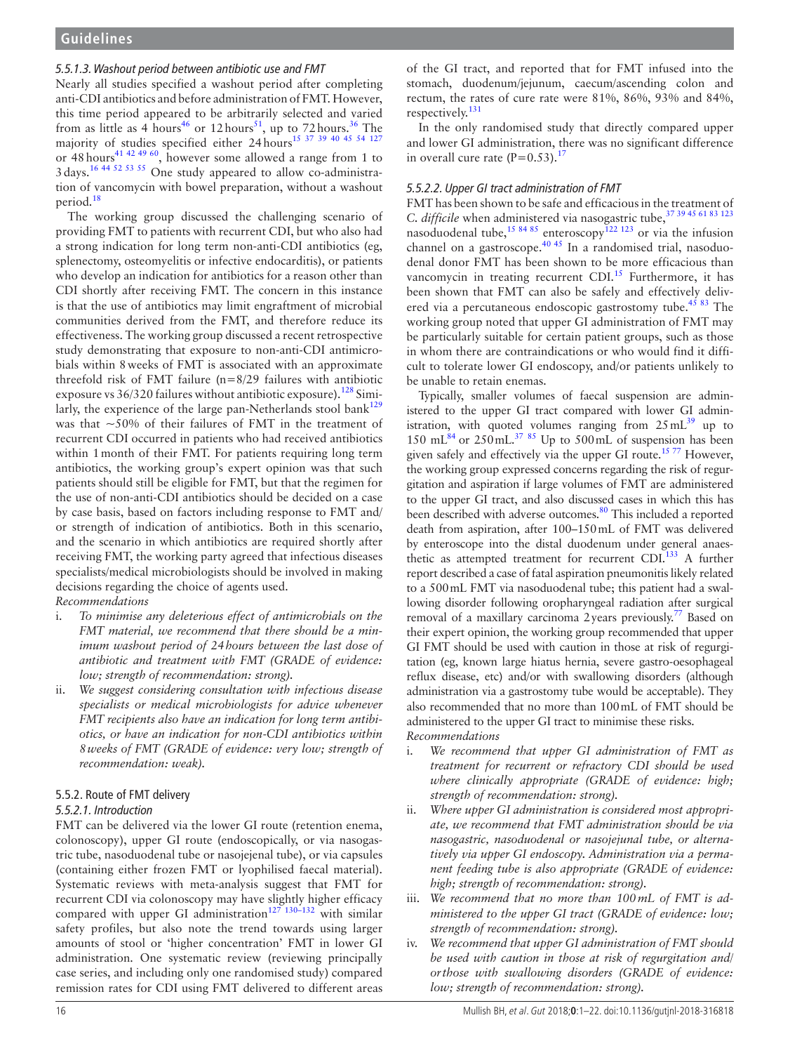#### 5.5.1.3. Washout period between antibiotic use and FMT

Nearly all studies specified a washout period after completing anti-CDI antibiotics and before administration of FMT. However, this time period appeared to be arbitrarily selected and varied from as little as 4 hours[46] or 12 hours[51], up to 72 hours.[36] The majority of studies specified either 24 hours[15 37 39 40 45 54 127] or 48 hours[41 42 49 60], however some allowed a range from 1 to 3 days.[16 44 52 53 55] One study appeared to allow co-administration of vancomycin with bowel preparation, without a washout period.[18]

The working group discussed the challenging scenario of providing FMT to patients with recurrent CDI, but who also had a strong indication for long term non-anti-CDI antibiotics (eg, splenectomy, osteomyelitis or infective endocarditis), or patients who develop an indication for antibiotics for a reason other than CDI shortly after receiving FMT. The concern in this instance is that the use of antibiotics may limit engraftment of microbial communities derived from the FMT, and therefore reduce its effectiveness. The working group discussed a recent retrospective study demonstrating that exposure to non-anti-CDI antimicrobials within 8 weeks of FMT is associated with an approximate threefold risk of FMT failure (n=8/29 failures with antibiotic exposure vs 36/320 failures without antibiotic exposure).[128] Similarly, the experience of the large pan-Netherlands stool bank[129] was that ~50% of their failures of FMT in the treatment of recurrent CDI occurred in patients who had received antibiotics within 1 month of their FMT. For patients requiring long term antibiotics, the working group's expert opinion was that such patients should still be eligible for FMT, but that the regimen for the use of non-anti-CDI antibiotics should be decided on a case by case basis, based on factors including response to FMT and/or strength of indication of antibiotics. Both in this scenario, and the scenario in which antibiotics are required shortly after receiving FMT, the working party agreed that infectious diseases specialists/medical microbiologists should be involved in making decisions regarding the choice of agents used.

*Recommendations*

i. *To minimise any deleterious effect of antimicrobials on the FMT material, we recommend that there should be a minimum washout period of 24 hours between the last dose of antibiotic and treatment with FMT (GRADE of evidence: low; strength of recommendation: strong).*
ii. *We suggest considering consultation with infectious disease specialists or medical microbiologists for advice whenever FMT recipients also have an indication for long term antibiotics, or have an indication for non-CDI antibiotics within 8 weeks of FMT (GRADE of evidence: very low; strength of recommendation: weak).*

### 5.5.2. Route of FMT delivery

#### 5.5.2.1. Introduction

FMT can be delivered via the lower GI route (retention enema, colonoscopy), upper GI route (endoscopically, or via nasogastric tube, nasoduodenal tube or nasojejenal tube), or via capsules (containing either frozen FMT or lyophilised faecal material). Systematic reviews with meta-analysis suggest that FMT for recurrent CDI via colonoscopy may have slightly higher efficacy compared with upper GI administration[127 130–132] with similar safety profiles, but also note the trend towards using larger amounts of stool or 'higher concentration' FMT in lower GI administration. One systematic review (reviewing principally case series, and including only one randomised study) compared remission rates for CDI using FMT delivered to different areas of the GI tract, and reported that for FMT infused into the stomach, duodenum/jejunum, caecum/ascending colon and rectum, the rates of cure rate were 81%, 86%, 93% and 84%, respectively.[131]

In the only randomised study that directly compared upper and lower GI administration, there was no significant difference in overall cure rate (P=0.53).[17]

#### 5.5.2.2. Upper GI tract administration of FMT

FMT has been shown to be safe and efficacious in the treatment of *C. difficile* when administered via nasogastric tube,[37 39 45 61 83 123] nasoduodenal tube,[15 84 85] enteroscopy[122 123] or via the infusion channel on a gastroscope.[40 45] In a randomised trial, nasoduodenal donor FMT has been shown to be more efficacious than vancomycin in treating recurrent CDI.[15] Furthermore, it has been shown that FMT can also be safely and effectively delivered via a percutaneous endoscopic gastrostomy tube.[45 83] The working group noted that upper GI administration of FMT may be particularly suitable for certain patient groups, such as those in whom there are contraindications or who would find it difficult to tolerate lower GI endoscopy, and/or patients unlikely to be unable to retain enemas.

Typically, smaller volumes of faecal suspension are administered to the upper GI tract compared with lower GI administration, with quoted volumes ranging from 25 mL[39] up to 150 mL[84] or 250 mL.[37 85] Up to 500 mL of suspension has been given safely and effectively via the upper GI route.[15 77] However, the working group expressed concerns regarding the risk of regurgitation and aspiration if large volumes of FMT are administered to the upper GI tract, and also discussed cases in which this has been described with adverse outcomes.[80] This included a reported death from aspiration, after 100–150 mL of FMT was delivered by enteroscope into the distal duodenum under general anaesthetic as attempted treatment for recurrent CDI.[133] A further report described a case of fatal aspiration pneumonitis likely related to a 500 mL FMT via nasoduodenal tube; this patient had a swallowing disorder following oropharyngeal radiation after surgical removal of a maxillary carcinoma 2 years previously.[77] Based on their expert opinion, the working group recommended that upper GI FMT should be used with caution in those at risk of regurgitation (eg, known large hiatus hernia, severe gastro-oesophageal reflux disease, etc) and/or with swallowing disorders (although administration via a gastrostomy tube would be acceptable). They also recommended that no more than 100 mL of FMT should be administered to the upper GI tract to minimise these risks.

*Recommendations*

i. *We recommend that upper GI administration of FMT as treatment for recurrent or refractory CDI should be used where clinically appropriate (GRADE of evidence: high; strength of recommendation: strong).*
ii. *Where upper GI administration is considered most appropriate, we recommend that FMT administration should be via nasogastric, nasoduodenal or nasojejunal tube, or alternatively via upper GI endoscopy. Administration via a permanent feeding tube is also appropriate (GRADE of evidence: high; strength of recommendation: strong).*
iii. *We recommend that no more than 100 mL of FMT is administered to the upper GI tract (GRADE of evidence: low; strength of recommendation: strong).*
iv. *We recommend that upper GI administration of FMT should be used with caution in those at risk of regurgitation and/or those with swallowing disorders (GRADE of evidence: low; strength of recommendation: strong).*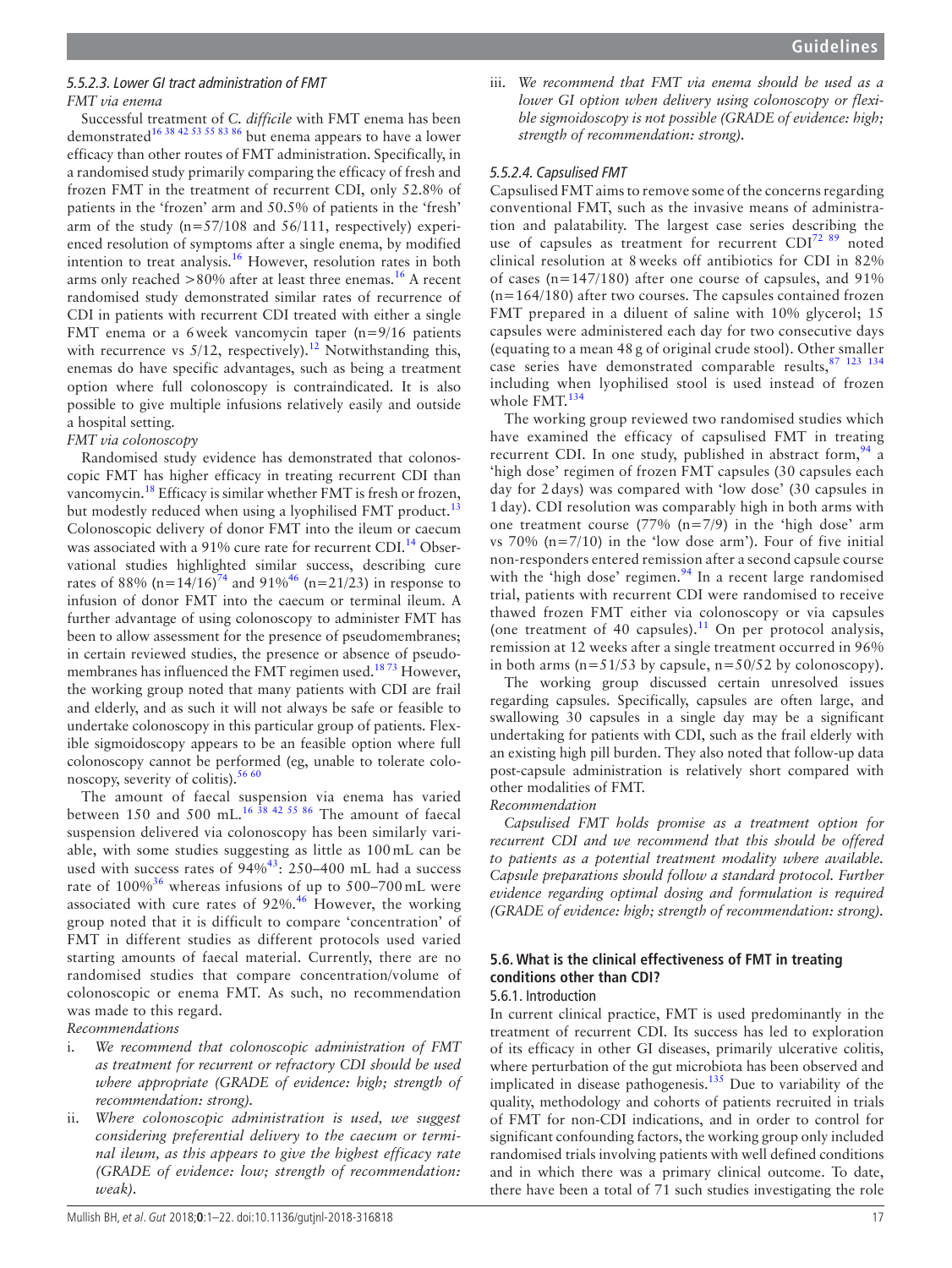#### 5.5.2.3. Lower GI tract administration of FMT

*FMT via enema*

Successful treatment of *C. difficile* with FMT enema has been demonstrated[16 38 42 53 55 83 86] but enema appears to have a lower efficacy than other routes of FMT administration. Specifically, in a randomised study primarily comparing the efficacy of fresh and frozen FMT in the treatment of recurrent CDI, only 52.8% of patients in the 'frozen' arm and 50.5% of patients in the 'fresh' arm of the study (n=57/108 and 56/111, respectively) experienced resolution of symptoms after a single enema, by modified intention to treat analysis.[16] However, resolution rates in both arms only reached >80% after at least three enemas.[16] A recent randomised study demonstrated similar rates of recurrence of CDI in patients with recurrent CDI treated with either a single FMT enema or a 6week vancomycin taper (n=9/16 patients with recurrence vs 5/12, respectively).[12] Notwithstanding this, enemas do have specific advantages, such as being a treatment option where full colonoscopy is contraindicated. It is also possible to give multiple infusions relatively easily and outside a hospital setting.

*FMT via colonoscopy*

Randomised study evidence has demonstrated that colonoscopic FMT has higher efficacy in treating recurrent CDI than vancomycin.[18] Efficacy is similar whether FMT is fresh or frozen, but modestly reduced when using a lyophilised FMT product.[13] Colonoscopic delivery of donor FMT into the ileum or caecum was associated with a 91% cure rate for recurrent CDI.[14] Observational studies highlighted similar success, describing cure rates of 88% (n=14/16)[74] and 91%[46] (n=21/23) in response to infusion of donor FMT into the caecum or terminal ileum. A further advantage of using colonoscopy to administer FMT has been to allow assessment for the presence of pseudomembranes; in certain reviewed studies, the presence or absence of pseudomembranes has influenced the FMT regimen used.[18 73] However, the working group noted that many patients with CDI are frail and elderly, and as such it will not always be safe or feasible to undertake colonoscopy in this particular group of patients. Flexible sigmoidoscopy appears to be an feasible option where full colonoscopy cannot be performed (eg, unable to tolerate colonoscopy, severity of colitis).[56 60]

The amount of faecal suspension via enema has varied between 150 and 500 mL.[16 38 42 55 86] The amount of faecal suspension delivered via colonoscopy has been similarly variable, with some studies suggesting as little as 100mL can be used with success rates of 94%[43]: 250–400 mL had a success rate of 100%[36] whereas infusions of up to 500–700mL were associated with cure rates of 92%.[46] However, the working group noted that it is difficult to compare 'concentration' of FMT in different studies as different protocols used varied starting amounts of faecal material. Currently, there are no randomised studies that compare concentration/volume of colonoscopic or enema FMT. As such, no recommendation was made to this regard.

*Recommendations*

i. *We recommend that colonoscopic administration of FMT as treatment for recurrent or refractory CDI should be used where appropriate (GRADE of evidence: high; strength of recommendation: strong).*
ii. *Where colonoscopic administration is used, we suggest considering preferential delivery to the caecum or terminal ileum, as this appears to give the highest efficacy rate (GRADE of evidence: low; strength of recommendation: weak).*
iii. *We recommend that FMT via enema should be used as a lower GI option when delivery using colonoscopy or flexible sigmoidoscopy is not possible (GRADE of evidence: high; strength of recommendation: strong).*

#### 5.5.2.4. Capsulised FMT

Capsulised FMT aims to remove some of the concerns regarding conventional FMT, such as the invasive means of administration and palatability. The largest case series describing the use of capsules as treatment for recurrent CDI[72 89] noted clinical resolution at 8weeks off antibiotics for CDI in 82% of cases (n=147/180) after one course of capsules, and 91% (n=164/180) after two courses. The capsules contained frozen FMT prepared in a diluent of saline with 10% glycerol; 15 capsules were administered each day for two consecutive days (equating to a mean 48g of original crude stool). Other smaller case series have demonstrated comparable results,[87 123 134] including when lyophilised stool is used instead of frozen whole FMT.[134]

The working group reviewed two randomised studies which have examined the efficacy of capsulised FMT in treating recurrent CDI. In one study, published in abstract form,[94] a 'high dose' regimen of frozen FMT capsules (30 capsules each day for 2days) was compared with 'low dose' (30 capsules in 1day). CDI resolution was comparably high in both arms with one treatment course (77% (n=7/9) in the 'high dose' arm vs 70% (n=7/10) in the 'low dose arm'). Four of five initial non-responders entered remission after a second capsule course with the 'high dose' regimen.[94] In a recent large randomised trial, patients with recurrent CDI were randomised to receive thawed frozen FMT either via colonoscopy or via capsules (one treatment of 40 capsules).[11] On per protocol analysis, remission at 12 weeks after a single treatment occurred in 96% in both arms (n=51/53 by capsule, n=50/52 by colonoscopy).

The working group discussed certain unresolved issues regarding capsules. Specifically, capsules are often large, and swallowing 30 capsules in a single day may be a significant undertaking for patients with CDI, such as the frail elderly with an existing high pill burden. They also noted that follow-up data post-capsule administration is relatively short compared with other modalities of FMT.

*Recommendation*

*Capsulised FMT holds promise as a treatment option for recurrent CDI and we recommend that this should be offered to patients as a potential treatment modality where available. Capsule preparations should follow a standard protocol. Further evidence regarding optimal dosing and formulation is required (GRADE of evidence: high; strength of recommendation: strong).*

### 5.6. What is the clinical effectiveness of FMT in treating conditions other than CDI?

#### 5.6.1. Introduction

In current clinical practice, FMT is used predominantly in the treatment of recurrent CDI. Its success has led to exploration of its efficacy in other GI diseases, primarily ulcerative colitis, where perturbation of the gut microbiota has been observed and implicated in disease pathogenesis.[135] Due to variability of the quality, methodology and cohorts of patients recruited in trials of FMT for non-CDI indications, and in order to control for significant confounding factors, the working group only included randomised trials involving patients with well defined conditions and in which there was a primary clinical outcome. To date, there have been a total of 71 such studies investigating the role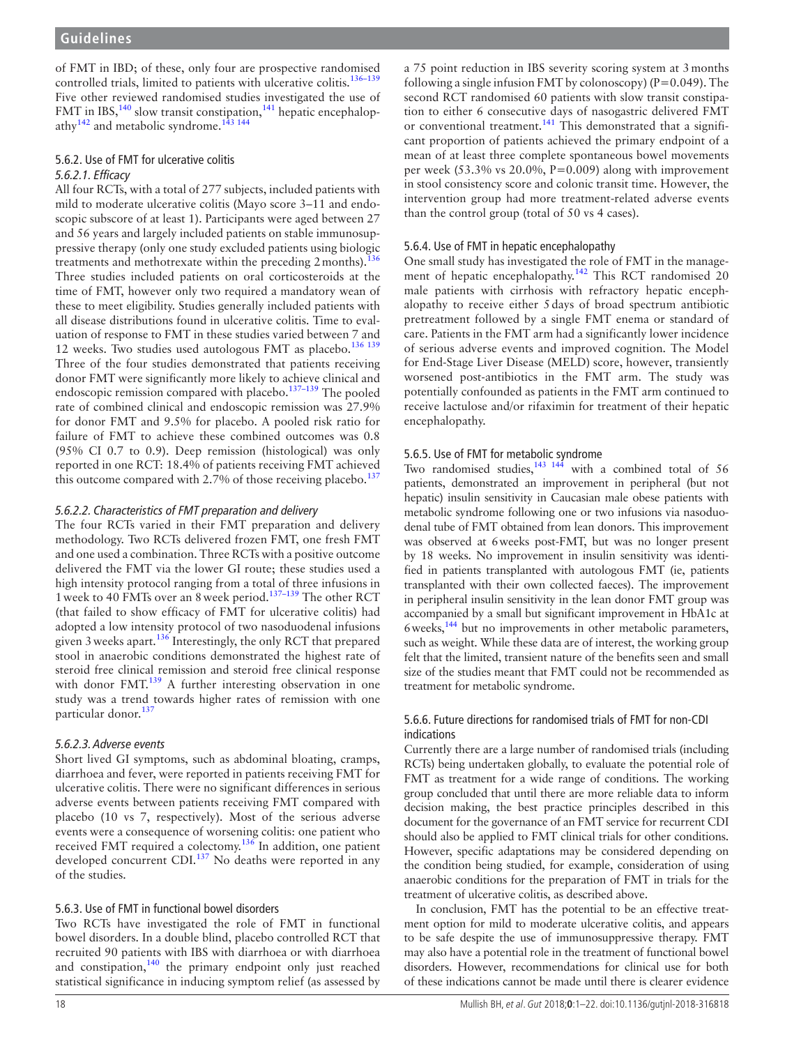of FMT in IBD; of these, only four are prospective randomised controlled trials, limited to patients with ulcerative colitis.[136–139] Five other reviewed randomised studies investigated the use of FMT in IBS,[140] slow transit constipation,[141] hepatic encephalopathy[142] and metabolic syndrome.[143 144]

### 5.6.2. Use of FMT for ulcerative colitis

#### *5.6.2.1. Efficacy*

All four RCTs, with a total of 277 subjects, included patients with mild to moderate ulcerative colitis (Mayo score 3–11 and endoscopic subscore of at least 1). Participants were aged between 27 and 56 years and largely included patients on stable immunosuppressive therapy (only one study excluded patients using biologic treatments and methotrexate within the preceding 2 months).[136] Three studies included patients on oral corticosteroids at the time of FMT, however only two required a mandatory wean of these to meet eligibility. Studies generally included patients with all disease distributions found in ulcerative colitis. Time to evaluation of response to FMT in these studies varied between 7 and 12 weeks. Two studies used autologous FMT as placebo.[136 139] Three of the four studies demonstrated that patients receiving donor FMT were significantly more likely to achieve clinical and endoscopic remission compared with placebo.[137–139] The pooled rate of combined clinical and endoscopic remission was 27.9% for donor FMT and 9.5% for placebo. A pooled risk ratio for failure of FMT to achieve these combined outcomes was 0.8 (95% CI 0.7 to 0.9). Deep remission (histological) was only reported in one RCT: 18.4% of patients receiving FMT achieved this outcome compared with 2.7% of those receiving placebo.[137]

#### *5.6.2.2. Characteristics of FMT preparation and delivery*

The four RCTs varied in their FMT preparation and delivery methodology. Two RCTs delivered frozen FMT, one fresh FMT and one used a combination. Three RCTs with a positive outcome delivered the FMT via the lower GI route; these studies used a high intensity protocol ranging from a total of three infusions in 1 week to 40 FMTs over an 8 week period.[137–139] The other RCT (that failed to show efficacy of FMT for ulcerative colitis) had adopted a low intensity protocol of two nasoduodenal infusions given 3 weeks apart.[136] Interestingly, the only RCT that prepared stool in anaerobic conditions demonstrated the highest rate of steroid free clinical remission and steroid free clinical response with donor FMT.[139] A further interesting observation in one study was a trend towards higher rates of remission with one particular donor.[137]

#### *5.6.2.3. Adverse events*

Short lived GI symptoms, such as abdominal bloating, cramps, diarrhoea and fever, were reported in patients receiving FMT for ulcerative colitis. There were no significant differences in serious adverse events between patients receiving FMT compared with placebo (10 vs 7, respectively). Most of the serious adverse events were a consequence of worsening colitis: one patient who received FMT required a colectomy.[136] In addition, one patient developed concurrent CDI.[137] No deaths were reported in any of the studies.

### 5.6.3. Use of FMT in functional bowel disorders

Two RCTs have investigated the role of FMT in functional bowel disorders. In a double blind, placebo controlled RCT that recruited 90 patients with IBS with diarrhoea or with diarrhoea and constipation,[140] the primary endpoint only just reached statistical significance in inducing symptom relief (as assessed by a 75 point reduction in IBS severity scoring system at 3 months following a single infusion FMT by colonoscopy) (P=0.049). The second RCT randomised 60 patients with slow transit constipation to either 6 consecutive days of nasogastric delivered FMT or conventional treatment.[141] This demonstrated that a significant proportion of patients achieved the primary endpoint of a mean of at least three complete spontaneous bowel movements per week (53.3% vs 20.0%, P=0.009) along with improvement in stool consistency score and colonic transit time. However, the intervention group had more treatment-related adverse events than the control group (total of 50 vs 4 cases).

### 5.6.4. Use of FMT in hepatic encephalopathy

One small study has investigated the role of FMT in the management of hepatic encephalopathy.[142] This RCT randomised 20 male patients with cirrhosis with refractory hepatic encephalopathy to receive either 5 days of broad spectrum antibiotic pretreatment followed by a single FMT enema or standard of care. Patients in the FMT arm had a significantly lower incidence of serious adverse events and improved cognition. The Model for End-Stage Liver Disease (MELD) score, however, transiently worsened post-antibiotics in the FMT arm. The study was potentially confounded as patients in the FMT arm continued to receive lactulose and/or rifaximin for treatment of their hepatic encephalopathy.

### 5.6.5. Use of FMT for metabolic syndrome

Two randomised studies,[143 144] with a combined total of 56 patients, demonstrated an improvement in peripheral (but not hepatic) insulin sensitivity in Caucasian male obese patients with metabolic syndrome following one or two infusions via nasoduodenal tube of FMT obtained from lean donors. This improvement was observed at 6 weeks post-FMT, but was no longer present by 18 weeks. No improvement in insulin sensitivity was identified in patients transplanted with autologous FMT (ie, patients transplanted with their own collected faeces). The improvement in peripheral insulin sensitivity in the lean donor FMT group was accompanied by a small but significant improvement in HbA1c at 6 weeks,[144] but no improvements in other metabolic parameters, such as weight. While these data are of interest, the working group felt that the limited, transient nature of the benefits seen and small size of the studies meant that FMT could not be recommended as treatment for metabolic syndrome.

### 5.6.6. Future directions for randomised trials of FMT for non-CDI indications

Currently there are a large number of randomised trials (including RCTs) being undertaken globally, to evaluate the potential role of FMT as treatment for a wide range of conditions. The working group concluded that until there are more reliable data to inform decision making, the best practice principles described in this document for the governance of an FMT service for recurrent CDI should also be applied to FMT clinical trials for other conditions. However, specific adaptations may be considered depending on the condition being studied, for example, consideration of using anaerobic conditions for the preparation of FMT in trials for the treatment of ulcerative colitis, as described above.

In conclusion, FMT has the potential to be an effective treatment option for mild to moderate ulcerative colitis, and appears to be safe despite the use of immunosuppressive therapy. FMT may also have a potential role in the treatment of functional bowel disorders. However, recommendations for clinical use for both of these indications cannot be made until there is clearer evidence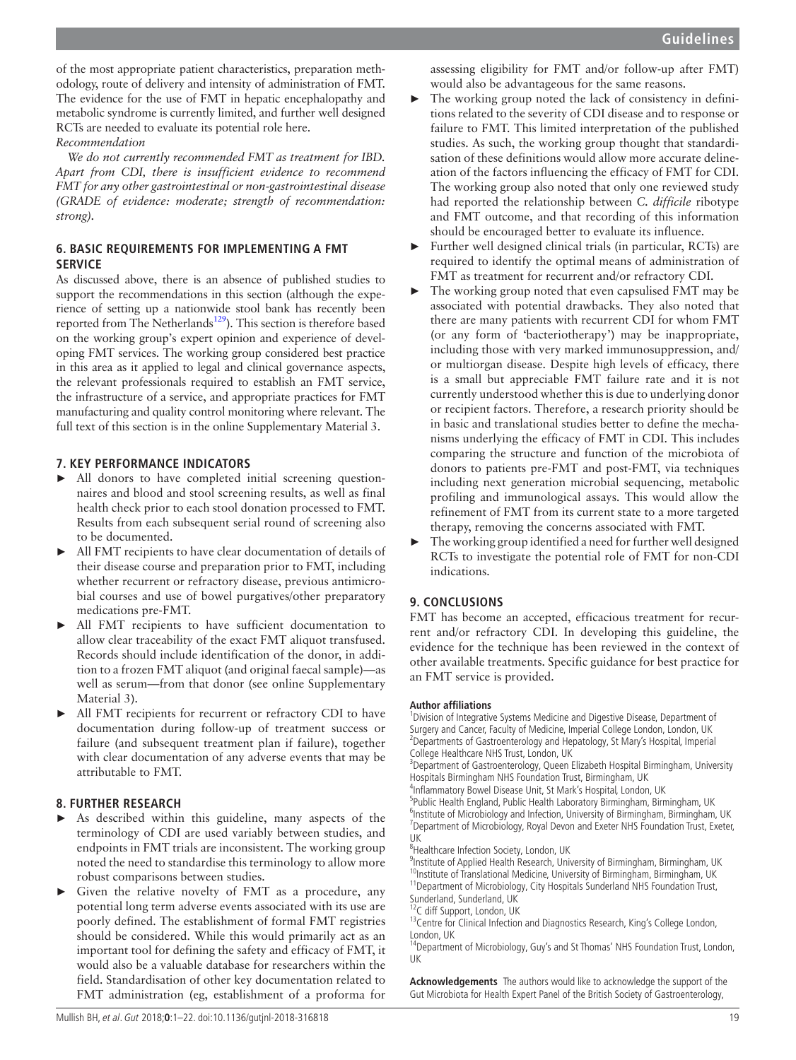of the most appropriate patient characteristics, preparation methodology, route of delivery and intensity of administration of FMT. The evidence for the use of FMT in hepatic encephalopathy and metabolic syndrome is currently limited, and further well designed RCTs are needed to evaluate its potential role here.

*Recommendation*

*We do not currently recommended FMT as treatment for IBD. Apart from CDI, there is insufficient evidence to recommend FMT for any other gastrointestinal or non-gastrointestinal disease (GRADE of evidence: moderate; strength of recommendation: strong).*

## 6. BASIC REQUIREMENTS FOR IMPLEMENTING A FMT SERVICE

As discussed above, there is an absence of published studies to support the recommendations in this section (although the experience of setting up a nationwide stool bank has recently been reported from The Netherlands[129]). This section is therefore based on the working group's expert opinion and experience of developing FMT services. The working group considered best practice in this area as it applied to legal and clinical governance aspects, the relevant professionals required to establish an FMT service, the infrastructure of a service, and appropriate practices for FMT manufacturing and quality control monitoring where relevant. The full text of this section is in the online Supplementary Material 3.

## 7. KEY PERFORMANCE INDICATORS

- All donors to have completed initial screening questionnaires and blood and stool screening results, as well as final health check prior to each stool donation processed to FMT. Results from each subsequent serial round of screening also to be documented.
- All FMT recipients to have clear documentation of details of their disease course and preparation prior to FMT, including whether recurrent or refractory disease, previous antimicrobial courses and use of bowel purgatives/other preparatory medications pre-FMT.
- All FMT recipients to have sufficient documentation to allow clear traceability of the exact FMT aliquot transfused. Records should include identification of the donor, in addition to a frozen FMT aliquot (and original faecal sample)—as well as serum—from that donor (see online Supplementary Material 3).
- All FMT recipients for recurrent or refractory CDI to have documentation during follow-up of treatment success or failure (and subsequent treatment plan if failure), together with clear documentation of any adverse events that may be attributable to FMT.

## 8. FURTHER RESEARCH

- As described within this guideline, many aspects of the terminology of CDI are used variably between studies, and endpoints in FMT trials are inconsistent. The working group noted the need to standardise this terminology to allow more robust comparisons between studies.
- Given the relative novelty of FMT as a procedure, any potential long term adverse events associated with its use are poorly defined. The establishment of formal FMT registries should be considered. While this would primarily act as an important tool for defining the safety and efficacy of FMT, it would also be a valuable database for researchers within the field. Standardisation of other key documentation related to FMT administration (eg, establishment of a proforma for assessing eligibility for FMT and/or follow-up after FMT) would also be advantageous for the same reasons.
- The working group noted the lack of consistency in definitions related to the severity of CDI disease and to response or failure to FMT. This limited interpretation of the published studies. As such, the working group thought that standardisation of these definitions would allow more accurate delineation of the factors influencing the efficacy of FMT for CDI. The working group also noted that only one reviewed study had reported the relationship between *C. difficile* ribotype and FMT outcome, and that recording of this information should be encouraged better to evaluate its influence.
- Further well designed clinical trials (in particular, RCTs) are required to identify the optimal means of administration of FMT as treatment for recurrent and/or refractory CDI.
- The working group noted that even capsulised FMT may be associated with potential drawbacks. They also noted that there are many patients with recurrent CDI for whom FMT (or any form of 'bacteriotherapy') may be inappropriate, including those with very marked immunosuppression, and/or multiorgan disease. Despite high levels of efficacy, there is a small but appreciable FMT failure rate and it is not currently understood whether this is due to underlying donor or recipient factors. Therefore, a research priority should be in basic and translational studies better to define the mechanisms underlying the efficacy of FMT in CDI. This includes comparing the structure and function of the microbiota of donors to patients pre-FMT and post-FMT, via techniques including next generation microbial sequencing, metabolic profiling and immunological assays. This would allow the refinement of FMT from its current state to a more targeted therapy, removing the concerns associated with FMT.
- The working group identified a need for further well designed RCTs to investigate the potential role of FMT for non-CDI indications.

## 9. CONCLUSIONS

FMT has become an accepted, efficacious treatment for recurrent and/or refractory CDI. In developing this guideline, the evidence for the technique has been reviewed in the context of other available treatments. Specific guidance for best practice for an FMT service is provided.

**Author affiliations**

[1]Division of Integrative Systems Medicine and Digestive Disease, Department of Surgery and Cancer, Faculty of Medicine, Imperial College London, London, UK
[2]Departments of Gastroenterology and Hepatology, St Mary's Hospital, Imperial College Healthcare NHS Trust, London, UK
[3]Department of Gastroenterology, Queen Elizabeth Hospital Birmingham, University Hospitals Birmingham NHS Foundation Trust, Birmingham, UK
[4]Inflammatory Bowel Disease Unit, St Mark's Hospital, London, UK
[5]Public Health England, Public Health Laboratory Birmingham, Birmingham, UK
[6]Institute of Microbiology and Infection, University of Birmingham, Birmingham, UK
[7]Department of Microbiology, Royal Devon and Exeter NHS Foundation Trust, Exeter, UK
[8]Healthcare Infection Society, London, UK
[9]Institute of Applied Health Research, University of Birmingham, Birmingham, UK
[10]Institute of Translational Medicine, University of Birmingham, Birmingham, UK
[11]Department of Microbiology, City Hospitals Sunderland NHS Foundation Trust, Sunderland, Sunderland, UK
[12]C diff Support, London, UK
[13]Centre for Clinical Infection and Diagnostics Research, King's College London, London, UK
[14]Department of Microbiology, Guy's and St Thomas' NHS Foundation Trust, London, UK

**Acknowledgements** The authors would like to acknowledge the support of the Gut Microbiota for Health Expert Panel of the British Society of Gastroenterology,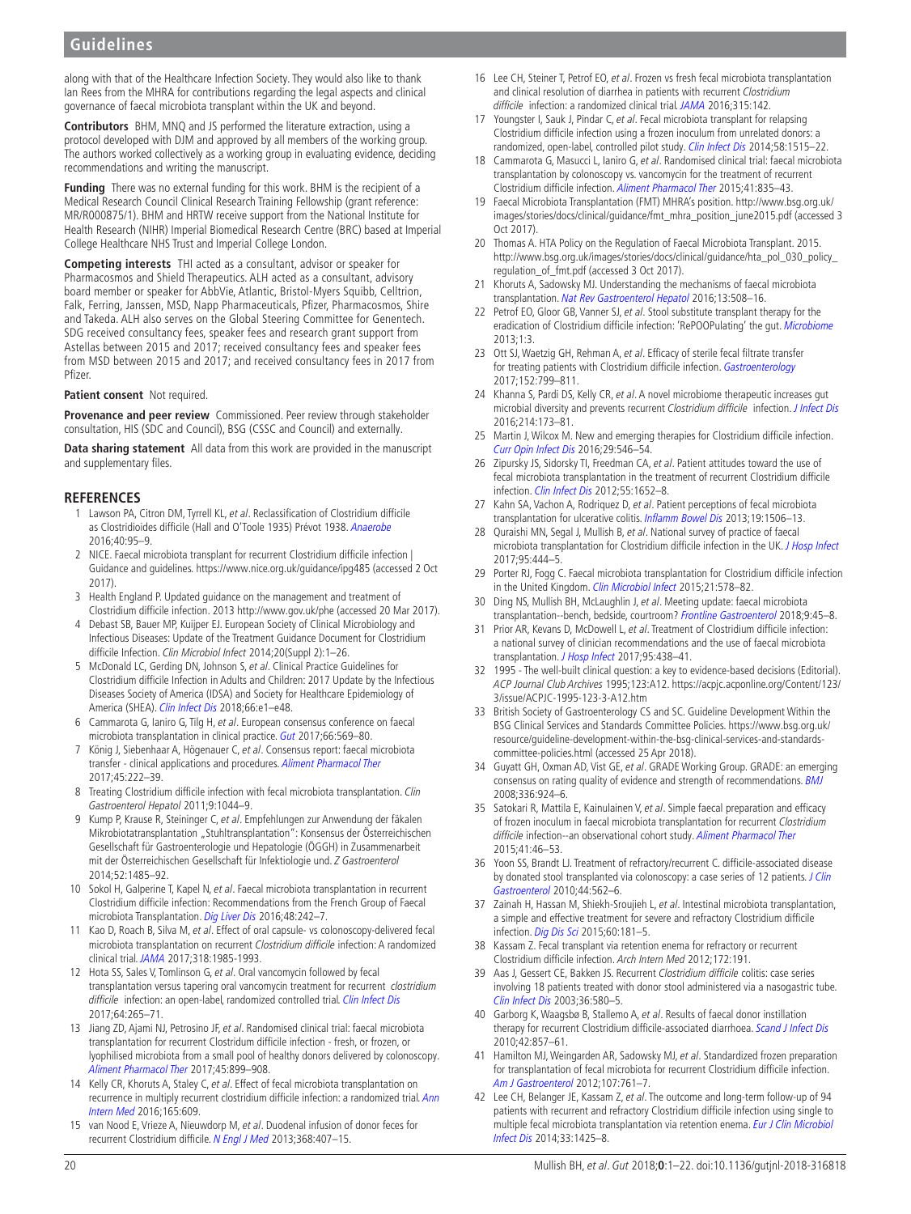along with that of the Healthcare Infection Society. They would also like to thank Ian Rees from the MHRA for contributions regarding the legal aspects and clinical governance of faecal microbiota transplant within the UK and beyond.

**Contributors** BHM, MNQ and JS performed the literature extraction, using a protocol developed with DJM and approved by all members of the working group. The authors worked collectively as a working group in evaluating evidence, deciding recommendations and writing the manuscript.

**Funding** There was no external funding for this work. BHM is the recipient of a Medical Research Council Clinical Research Training Fellowship (grant reference: MR/R000875/1). BHM and HRTW receive support from the National Institute for Health Research (NIHR) Imperial Biomedical Research Centre (BRC) based at Imperial College Healthcare NHS Trust and Imperial College London.

**Competing interests** THI acted as a consultant, advisor or speaker for Pharmacosmos and Shield Therapeutics. ALH acted as a consultant, advisory board member or speaker for AbbVie, Atlantic, Bristol-Myers Squibb, Celltrion, Falk, Ferring, Janssen, MSD, Napp Pharmaceuticals, Pfizer, Pharmacosmos, Shire and Takeda. ALH also serves on the Global Steering Committee for Genentech. SDG received consultancy fees, speaker fees and research grant support from Astellas between 2015 and 2017; received consultancy fees and speaker fees from MSD between 2015 and 2017; and received consultancy fees in 2017 from Pfizer.

**Patient consent** Not required.

**Provenance and peer review** Commissioned. Peer review through stakeholder consultation, HIS (SDC and Council), BSG (CSSC and Council) and externally.

**Data sharing statement** All data from this work are provided in the manuscript and supplementary files.

## REFERENCES

1. Lawson PA, Citron DM, Tyrrell KL, *et al*. Reclassification of Clostridium difficile as Clostridioides difficile (Hall and O'Toole 1935) Prévot 1938. *Anaerobe* 2016;40:95–9.
2. NICE. Faecal microbiota transplant for recurrent Clostridium difficile infection | Guidance and guidelines. https://www.nice.org.uk/guidance/ipg485 (accessed 2 Oct 2017).
3. Health England P. Updated guidance on the management and treatment of Clostridium difficile infection. 2013 http://www.gov.uk/phe (accessed 20 Mar 2017).
4. Debast SB, Bauer MP, Kuijper EJ. European Society of Clinical Microbiology and Infectious Diseases: Update of the Treatment Guidance Document for Clostridium difficile Infection. *Clin Microbiol Infect* 2014;20(Suppl 2):1–26.
5. McDonald LC, Gerding DN, Johnson S, *et al*. Clinical Practice Guidelines for Clostridium difficile Infection in Adults and Children: 2017 Update by the Infectious Diseases Society of America (IDSA) and Society for Healthcare Epidemiology of America (SHEA). *Clin Infect Dis* 2018;66:e1–e48.
6. Cammarota G, Ianiro G, Tilg H, *et al*. European consensus conference on faecal microbiota transplantation in clinical practice. *Gut* 2017;66:569–80.
7. König J, Siebenhaar A, Högenauer C, *et al*. Consensus report: faecal microbiota transfer - clinical applications and procedures. *Aliment Pharmacol Ther* 2017;45:222–39.
8. Treating Clostridium difficile infection with fecal microbiota transplantation. *Clin Gastroenterol Hepatol* 2011;9:1044–9.
9. Kump P, Krause R, Steininger C, *et al*. Empfehlungen zur Anwendung der fäkalen Mikrobiotatransplantation „Stuhltransplantation": Konsensus der Österreichischen Gesellschaft für Gastroenterologie und Hepatologie (ÖGGH) in Zusammenarbeit mit der Österreichischen Gesellschaft für Infektiologie und. *Z Gastroenterol* 2014;52:1485–92.
10. Sokol H, Galperine T, Kapel N, *et al*. Faecal microbiota transplantation in recurrent Clostridium difficile infection: Recommendations from the French Group of Faecal microbiota Transplantation. *Dig Liver Dis* 2016;48:242–7.
11. Kao D, Roach B, Silva M, *et al*. Effect of oral capsule- vs colonoscopy-delivered fecal microbiota transplantation on recurrent *Clostridium difficile* infection: A randomized clinical trial. *JAMA* 2017;318:1985-1993.
12. Hota SS, Sales V, Tomlinson G, *et al*. Oral vancomycin followed by fecal transplantation versus tapering oral vancomycin treatment for recurrent *clostridium difficile* infection: an open-label, randomized controlled trial. *Clin Infect Dis* 2017;64:265–71.
13. Jiang ZD, Ajami NJ, Petrosino JF, *et al*. Randomised clinical trial: faecal microbiota transplantation for recurrent Clostridum difficile infection - fresh, or frozen, or lyophilised microbiota from a small pool of healthy donors delivered by colonoscopy. *Aliment Pharmacol Ther* 2017;45:899–908.
14. Kelly CR, Khoruts A, Staley C, *et al*. Effect of fecal microbiota transplantation on recurrence in multiply recurrent clostridium difficile infection: a randomized trial. *Ann Intern Med* 2016;165:609.
15. van Nood E, Vrieze A, Nieuwdorp M, *et al*. Duodenal infusion of donor feces for recurrent Clostridium difficile. *N Engl J Med* 2013;368:407–15.
16. Lee CH, Steiner T, Petrof EO, *et al*. Frozen vs fresh fecal microbiota transplantation and clinical resolution of diarrhea in patients with recurrent *Clostridium difficile* infection: a randomized clinical trial. *JAMA* 2016;315:142.
17. Youngster I, Sauk J, Pindar C, *et al*. Fecal microbiota transplant for relapsing Clostridium difficile infection using a frozen inoculum from unrelated donors: a randomized, open-label, controlled pilot study. *Clin Infect Dis* 2014;58:1515–22.
18. Cammarota G, Masucci L, Ianiro G, *et al*. Randomised clinical trial: faecal microbiota transplantation by colonoscopy vs. vancomycin for the treatment of recurrent Clostridium difficile infection. *Aliment Pharmacol Ther* 2015;41:835–43.
19. Faecal Microbiota Transplantation (FMT) MHRA's position. http://www.bsg.org.uk/images/stories/docs/clinical/guidance/fmt_mhra_position_june2015.pdf (accessed 3 Oct 2017).
20. Thomas A. HTA Policy on the Regulation of Faecal Microbiota Transplant. 2015. http://www.bsg.org.uk/images/stories/docs/clinical/guidance/hta_pol_030_policy_regulation_of_fmt.pdf (accessed 3 Oct 2017).
21. Khoruts A, Sadowsky MJ. Understanding the mechanisms of faecal microbiota transplantation. *Nat Rev Gastroenterol Hepatol* 2016;13:508–16.
22. Petrof EO, Gloor GB, Vanner SJ, *et al*. Stool substitute transplant therapy for the eradication of Clostridium difficile infection: 'RePOOPulating' the gut. *Microbiome* 2013;1:3.
23. Ott SJ, Waetzig GH, Rehman A, *et al*. Efficacy of sterile fecal filtrate transfer for treating patients with Clostridium difficile infection. *Gastroenterology* 2017;152:799–811.
24. Khanna S, Pardi DS, Kelly CR, *et al*. A novel microbiome therapeutic increases gut microbial diversity and prevents recurrent *Clostridium difficile* infection. *J Infect Dis* 2016;214:173–81.
25. Martin J, Wilcox M. New and emerging therapies for Clostridium difficile infection. *Curr Opin Infect Dis* 2016;29:546–54.
26. Zipursky JS, Sidorsky TI, Freedman CA, *et al*. Patient attitudes toward the use of fecal microbiota transplantation in the treatment of recurrent Clostridium difficile infection. *Clin Infect Dis* 2012;55:1652–8.
27. Kahn SA, Vachon A, Rodriquez D, *et al*. Patient perceptions of fecal microbiota transplantation for ulcerative colitis. *Inflamm Bowel Dis* 2013;19:1506–13.
28. Quraishi MN, Segal J, Mullish B, *et al*. National survey of practice of faecal microbiota transplantation for Clostridium difficile infection in the UK. *J Hosp Infect* 2017;95:444–5.
29. Porter RJ, Fogg C. Faecal microbiota transplantation for Clostridium difficile infection in the United Kingdom. *Clin Microbiol Infect* 2015;21:578–82.
30. Ding NS, Mullish BH, McLaughlin J, *et al*. Meeting update: faecal microbiota transplantation--bench, bedside, courtroom? *Frontline Gastroenterol* 2018;9:45–8.
31. Prior AR, Kevans D, McDowell L, *et al*. Treatment of Clostridium difficile infection: a national survey of clinician recommendations and the use of faecal microbiota transplantation. *J Hosp Infect* 2017;95:438–41.
32. 1995 - The well-built clinical question: a key to evidence-based decisions (Editorial). *ACP Journal Club Archives* 1995;123:A12. https://acpjc.acponline.org/Content/123/3/issue/ACPJC-1995-123-3-A12.htm
33. British Society of Gastroenterology CS and SC. Guideline Development Within the BSG Clinical Services and Standards Committee Policies. https://www.bsg.org.uk/resource/guideline-development-within-the-bsg-clinical-services-and-standards-committee-policies.html (accessed 25 Apr 2018).
34. Guyatt GH, Oxman AD, Vist GE, *et al*. GRADE Working Group. GRADE: an emerging consensus on rating quality of evidence and strength of recommendations. *BMJ* 2008;336:924–6.
35. Satokari R, Mattila E, Kainulainen V, *et al*. Simple faecal preparation and efficacy of frozen inoculum in faecal microbiota transplantation for recurrent *Clostridium difficile* infection--an observational cohort study. *Aliment Pharmacol Ther* 2015;41:46–53.
36. Yoon SS, Brandt LJ. Treatment of refractory/recurrent C. difficile-associated disease by donated stool transplanted via colonoscopy: a case series of 12 patients. *J Clin Gastroenterol* 2010;44:562–6.
37. Zainah H, Hassan M, Shiekh-Sroujieh L, *et al*. Intestinal microbiota transplantation, a simple and effective treatment for severe and refractory Clostridium difficile infection. *Dig Dis Sci* 2015;60:181–5.
38. Kassam Z. Fecal transplant via retention enema for refractory or recurrent Clostridium difficile infection. *Arch Intern Med* 2012;172:191.
39. Aas J, Gessert CE, Bakken JS. Recurrent *Clostridium difficile* colitis: case series involving 18 patients treated with donor stool administered via a nasogastric tube. *Clin Infect Dis* 2003;36:580–5.
40. Garborg K, Waagsbø B, Stallemo A, *et al*. Results of faecal donor instillation therapy for recurrent Clostridium difficile-associated diarrhoea. *Scand J Infect Dis* 2010;42:857–61.
41. Hamilton MJ, Weingarden AR, Sadowsky MJ, *et al*. Standardized frozen preparation for transplantation of fecal microbiota for recurrent Clostridium difficile infection. *Am J Gastroenterol* 2012;107:761–7.
42. Lee CH, Belanger JE, Kassam Z, *et al*. The outcome and long-term follow-up of 94 patients with recurrent and refractory Clostridium difficile infection using single to multiple fecal microbiota transplantation via retention enema. *Eur J Clin Microbiol Infect Dis* 2014;33:1425–8.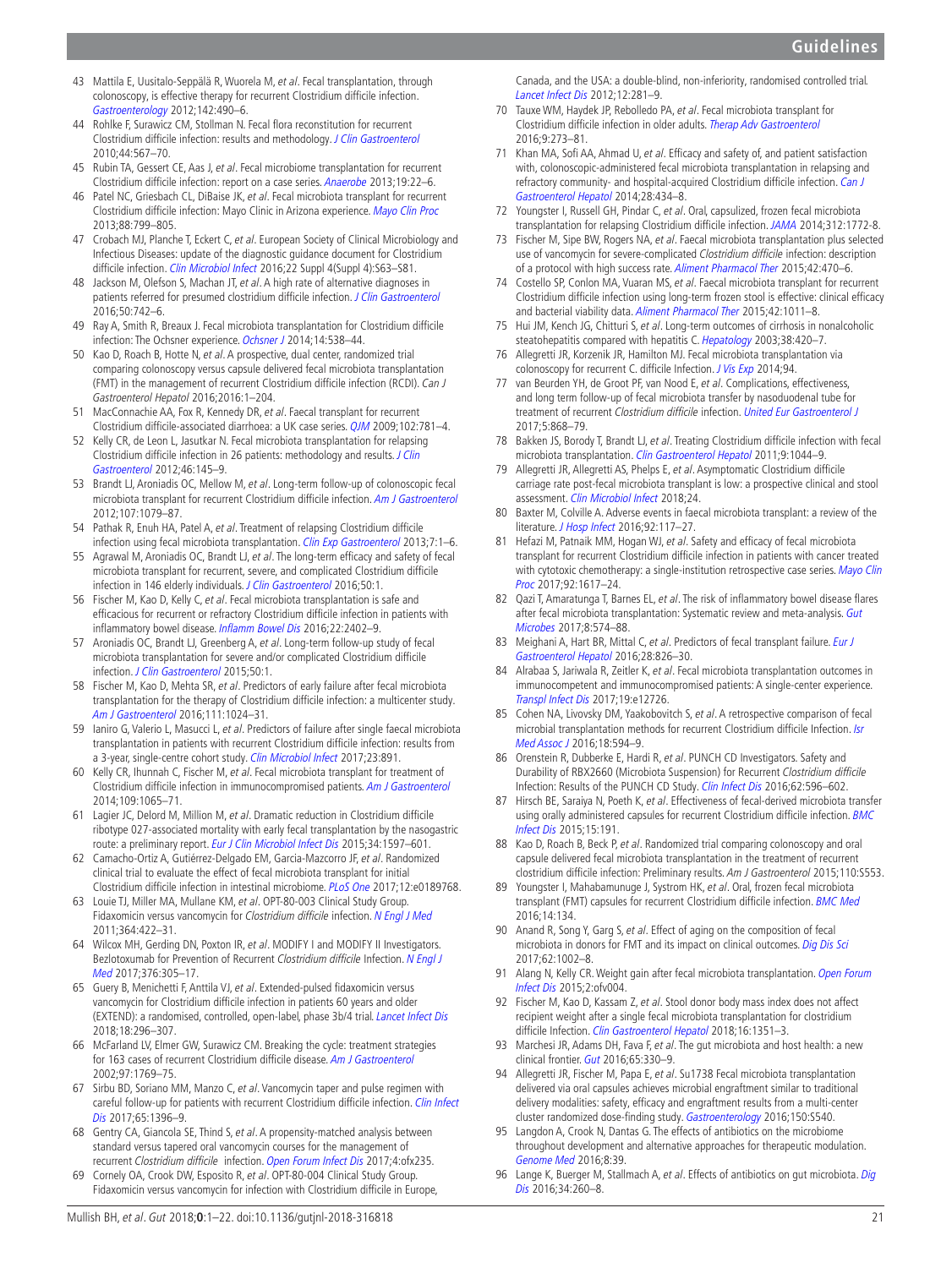43 Mattila E, Uusitalo-Seppälä R, Wuorela M, *et al*. Fecal transplantation, through colonoscopy, is effective therapy for recurrent Clostridium difficile infection. *Gastroenterology* 2012;142:490–6.

44 Rohlke F, Surawicz CM, Stollman N. Fecal flora reconstitution for recurrent Clostridium difficile infection: results and methodology. *J Clin Gastroenterol* 2010;44:567–70.

45 Rubin TA, Gessert CE, Aas J, *et al*. Fecal microbiome transplantation for recurrent Clostridium difficile infection: report on a case series. *Anaerobe* 2013;19:22–6.

46 Patel NC, Griesbach CL, DiBaise JK, *et al*. Fecal microbiota transplant for recurrent Clostridium difficile infection: Mayo Clinic in Arizona experience. *Mayo Clin Proc* 2013;88:799–805.

47 Crobach MJ, Planche T, Eckert C, *et al*. European Society of Clinical Microbiology and Infectious Diseases: update of the diagnostic guidance document for Clostridium difficile infection. *Clin Microbiol Infect* 2016;22 Suppl 4(Suppl 4):S63–S81.

48 Jackson M, Olefson S, Machan JT, *et al*. A high rate of alternative diagnoses in patients referred for presumed clostridium difficile infection. *J Clin Gastroenterol* 2016;50:742–6.

49 Ray A, Smith R, Breaux J. Fecal microbiota transplantation for Clostridium difficile infection: The Ochsner experience. *Ochsner J* 2014;14:538–44.

50 Kao D, Roach B, Hotte N, *et al*. A prospective, dual center, randomized trial comparing colonoscopy versus capsule delivered fecal microbiota transplantation (FMT) in the management of recurrent Clostridium difficile infection (RCDI). *Can J Gastroenterol Hepatol* 2016;2016:1–204.

51 MacConnachie AA, Fox R, Kennedy DR, *et al*. Faecal transplant for recurrent Clostridium difficile-associated diarrhoea: a UK case series. *QJM* 2009;102:781–4.

52 Kelly CR, de Leon L, Jasutkar N. Fecal microbiota transplantation for relapsing Clostridium difficile infection in 26 patients: methodology and results. *J Clin Gastroenterol* 2012;46:145–9.

53 Brandt LJ, Aroniadis OC, Mellow M, *et al*. Long-term follow-up of colonoscopic fecal microbiota transplant for recurrent Clostridium difficile infection. *Am J Gastroenterol* 2012;107:1079–87.

54 Pathak R, Enuh HA, Patel A, *et al*. Treatment of relapsing Clostridium difficile infection using fecal microbiota transplantation. *Clin Exp Gastroenterol* 2013;7:1–6.

55 Agrawal M, Aroniadis OC, Brandt LJ, *et al*. The long-term efficacy and safety of fecal microbiota transplant for recurrent, severe, and complicated Clostridium difficile infection in 146 elderly individuals. *J Clin Gastroenterol* 2016;50:1.

56 Fischer M, Kao D, Kelly C, *et al*. Fecal microbiota transplantation is safe and efficacious for recurrent or refractory Clostridium difficile infection in patients with inflammatory bowel disease. *Inflamm Bowel Dis* 2016;22:2402–9.

57 Aroniadis OC, Brandt LJ, Greenberg A, *et al*. Long-term follow-up study of fecal microbiota transplantation for severe and/or complicated Clostridium difficile infection. *J Clin Gastroenterol* 2015;50:1.

58 Fischer M, Kao D, Mehta SR, *et al*. Predictors of early failure after fecal microbiota transplantation for the therapy of Clostridium difficile infection: a multicenter study. *Am J Gastroenterol* 2016;111:1024–31.

59 Ianiro G, Valerio L, Masucci L, *et al*. Predictors of failure after single faecal microbiota transplantation in patients with recurrent Clostridium difficile infection: results from a 3-year, single-centre cohort study. *Clin Microbiol Infect* 2017;23:891.

60 Kelly CR, Ihunnah C, Fischer M, *et al*. Fecal microbiota transplant for treatment of Clostridium difficile infection in immunocompromised patients. *Am J Gastroenterol* 2014;109:1065–71.

61 Lagier JC, Delord M, Million M, *et al*. Dramatic reduction in Clostridium difficile ribotype 027-associated mortality with early fecal transplantation by the nasogastric route: a preliminary report. *Eur J Clin Microbiol Infect Dis* 2015;34:1597–601.

62 Camacho-Ortiz A, Gutiérrez-Delgado EM, Garcia-Mazcorro JF, *et al*. Randomized clinical trial to evaluate the effect of fecal microbiota transplant for initial Clostridium difficile infection in intestinal microbiome. *PLoS One* 2017;12:e0189768.

63 Louie TJ, Miller MA, Mullane KM, *et al*. OPT-80-003 Clinical Study Group. Fidaxomicin versus vancomycin for *Clostridium difficile* infection. *N Engl J Med* 2011;364:422–31.

64 Wilcox MH, Gerding DN, Poxton IR, *et al*. MODIFY I and MODIFY II Investigators. Bezlotoxumab for Prevention of Recurrent *Clostridium difficile* Infection. *N Engl J Med* 2017;376:305–17.

65 Guery B, Menichetti F, Anttila VJ, *et al*. Extended-pulsed fidaxomicin versus vancomycin for Clostridium difficile infection in patients 60 years and older (EXTEND): a randomised, controlled, open-label, phase 3b/4 trial. *Lancet Infect Dis* 2018;18:296–307.

66 McFarland LV, Elmer GW, Surawicz CM. Breaking the cycle: treatment strategies for 163 cases of recurrent Clostridium difficile disease. *Am J Gastroenterol* 2002;97:1769–75.

67 Sirbu BD, Soriano MM, Manzo C, *et al*. Vancomycin taper and pulse regimen with careful follow-up for patients with recurrent Clostridium difficile infection. *Clin Infect Dis* 2017;65:1396–9.

68 Gentry CA, Giancola SE, Thind S, *et al*. A propensity-matched analysis between standard versus tapered oral vancomycin courses for the management of recurrent *Clostridium difficile* infection. *Open Forum Infect Dis* 2017;4:ofx235.

69 Cornely OA, Crook DW, Esposito R, *et al*. OPT-80-004 Clinical Study Group. Fidaxomicin versus vancomycin for infection with Clostridium difficile in Europe, Canada, and the USA: a double-blind, non-inferiority, randomised controlled trial. *Lancet Infect Dis* 2012;12:281–9.

70 Tauxe WM, Haydek JP, Rebolledo PA, *et al*. Fecal microbiota transplant for Clostridium difficile infection in older adults. *Therap Adv Gastroenterol* 2016;9:273–81.

71 Khan MA, Sofi AA, Ahmad U, *et al*. Efficacy and safety of, and patient satisfaction with, colonoscopic-administered fecal microbiota transplantation in relapsing and refractory community- and hospital-acquired Clostridium difficile infection. *Can J Gastroenterol Hepatol* 2014;28:434–8.

72 Youngster I, Russell GH, Pindar C, *et al*. Oral, capsulized, frozen fecal microbiota transplantation for relapsing Clostridium difficile infection. *JAMA* 2014;312:1772-8.

73 Fischer M, Sipe BW, Rogers NA, *et al*. Faecal microbiota transplantation plus selected use of vancomycin for severe-complicated *Clostridium difficile* infection: description of a protocol with high success rate. *Aliment Pharmacol Ther* 2015;42:470–6.

74 Costello SP, Conlon MA, Vuaran MS, *et al*. Faecal microbiota transplant for recurrent Clostridium difficile infection using long-term frozen stool is effective: clinical efficacy and bacterial viability data. *Aliment Pharmacol Ther* 2015;42:1011–8.

75 Hui JM, Kench JG, Chitturi S, *et al*. Long-term outcomes of cirrhosis in nonalcoholic steatohepatitis compared with hepatitis C. *Hepatology* 2003;38:420–7.

76 Allegretti JR, Korzenik JR, Hamilton MJ. Fecal microbiota transplantation via colonoscopy for recurrent C. difficile Infection. *J Vis Exp* 2014;94.

77 van Beurden YH, de Groot PF, van Nood E, *et al*. Complications, effectiveness, and long term follow-up of fecal microbiota transfer by nasoduodenal tube for treatment of recurrent *Clostridium difficile* infection. *United Eur Gastroenterol J* 2017;5:868–79.

78 Bakken JS, Borody T, Brandt LJ, *et al*. Treating Clostridium difficile infection with fecal microbiota transplantation. *Clin Gastroenterol Hepatol* 2011;9:1044–9.

79 Allegretti JR, Allegretti AS, Phelps E, *et al*. Asymptomatic Clostridium difficile carriage rate post-fecal microbiota transplant is low: a prospective clinical and stool assessment. *Clin Microbiol Infect* 2018;24.

80 Baxter M, Colville A. Adverse events in faecal microbiota transplant: a review of the literature. *J Hosp Infect* 2016;92:117–27.

81 Hefazi M, Patnaik MM, Hogan WJ, *et al*. Safety and efficacy of fecal microbiota transplant for recurrent Clostridium difficile infection in patients with cancer treated with cytotoxic chemotherapy: a single-institution retrospective case series. *Mayo Clin Proc* 2017;92:1617–24.

82 Qazi T, Amaratunga T, Barnes EL, *et al*. The risk of inflammatory bowel disease flares after fecal microbiota transplantation: Systematic review and meta-analysis. *Gut Microbes* 2017;8:574–88.

83 Meighani A, Hart BR, Mittal C, *et al*. Predictors of fecal transplant failure. *Eur J Gastroenterol Hepatol* 2016;28:826–30.

84 Alrabaa S, Jariwala R, Zeitler K, *et al*. Fecal microbiota transplantation outcomes in immunocompetent and immunocompromised patients: A single-center experience. *Transpl Infect Dis* 2017;19:e12726.

85 Cohen NA, Livovsky DM, Yaakobovitch S, *et al*. A retrospective comparison of fecal microbial transplantation methods for recurrent Clostridium difficile Infection. *Isr Med Assoc J* 2016;18:594–9.

86 Orenstein R, Dubberke E, Hardi R, *et al*. PUNCH CD Investigators. Safety and Durability of RBX2660 (Microbiota Suspension) for Recurrent *Clostridium difficile* Infection: Results of the PUNCH CD Study. *Clin Infect Dis* 2016;62:596–602.

87 Hirsch BE, Saraiya N, Poeth K, *et al*. Effectiveness of fecal-derived microbiota transfer using orally administered capsules for recurrent Clostridium difficile infection. *BMC Infect Dis* 2015;15:191.

88 Kao D, Roach B, Beck P, *et al*. Randomized trial comparing colonoscopy and oral capsule delivered fecal microbiota transplantation in the treatment of recurrent clostridium difficile infection: Preliminary results. *Am J Gastroenterol* 2015;110:S553.

89 Youngster I, Mahabamunuge J, Systrom HK, *et al*. Oral, frozen fecal microbiota transplant (FMT) capsules for recurrent Clostridium difficile infection. *BMC Med* 2016;14:134.

90 Anand R, Song Y, Garg S, *et al*. Effect of aging on the composition of fecal microbiota in donors for FMT and its impact on clinical outcomes. *Dig Dis Sci* 2017;62:1002–8.

91 Alang N, Kelly CR. Weight gain after fecal microbiota transplantation. *Open Forum Infect Dis* 2015;2:ofv004.

92 Fischer M, Kao D, Kassam Z, *et al*. Stool donor body mass index does not affect recipient weight after a single fecal microbiota transplantation for clostridium difficile Infection. *Clin Gastroenterol Hepatol* 2018;16:1351–3.

93 Marchesi JR, Adams DH, Fava F, *et al*. The gut microbiota and host health: a new clinical frontier. *Gut* 2016;65:330–9.

94 Allegretti JR, Fischer M, Papa E, *et al*. Su1738 Fecal microbiota transplantation delivered via oral capsules achieves microbial engraftment similar to traditional delivery modalities: safety, efficacy and engraftment results from a multi-center cluster randomized dose-finding study. *Gastroenterology* 2016;150:S540.

95 Langdon A, Crook N, Dantas G. The effects of antibiotics on the microbiome throughout development and alternative approaches for therapeutic modulation. *Genome Med* 2016;8:39.

96 Lange K, Buerger M, Stallmach A, *et al*. Effects of antibiotics on gut microbiota. *Dig Dis* 2016;34:260–8.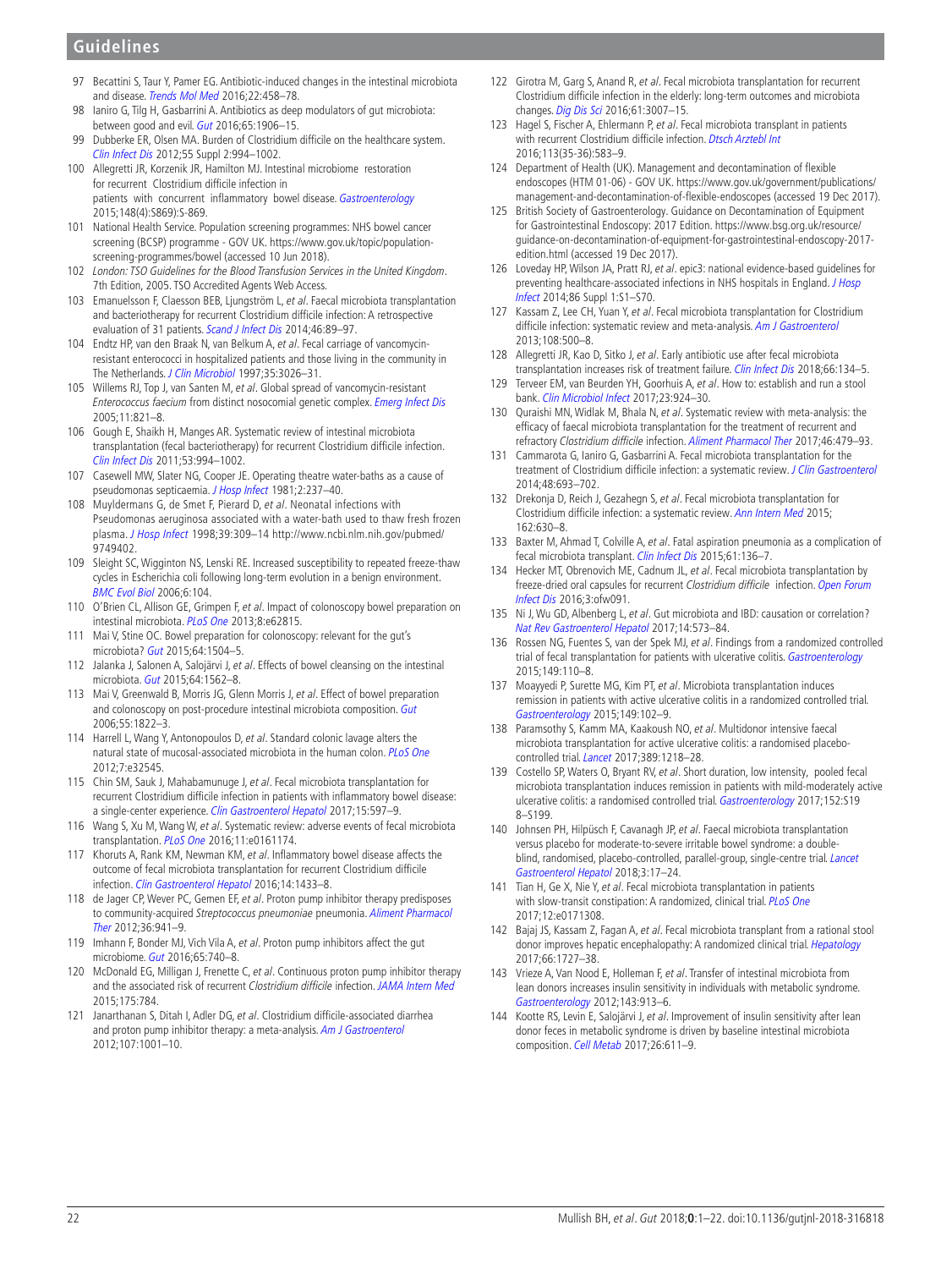97 Becattini S, Taur Y, Pamer EG. Antibiotic-induced changes in the intestinal microbiota and disease. *Trends Mol Med* 2016;22:458–78.

98 Ianiro G, Tilg H, Gasbarrini A. Antibiotics as deep modulators of gut microbiota: between good and evil. *Gut* 2016;65:1906–15.

99 Dubberke ER, Olsen MA. Burden of Clostridium difficile on the healthcare system. *Clin Infect Dis* 2012;55 Suppl 2:994–1002.

100 Allegretti JR, Korzenik JR, Hamilton MJ. Intestinal microbiome restoration for recurrent Clostridium difficile infection in patients with concurrent inflammatory bowel disease. *Gastroenterology* 2015;148(4):S869:S-869.

101 National Health Service. Population screening programmes: NHS bowel cancer screening (BCSP) programme - GOV UK. https://www.gov.uk/topic/population-screening-programmes/bowel (accessed 10 Jun 2018).

102 *London: TSO Guidelines for the Blood Transfusion Services in the United Kingdom*. 7th Edition, 2005. TSO Accredited Agents Web Access.

103 Emanuelsson F, Claesson BEB, Ljungström L, *et al*. Faecal microbiota transplantation and bacteriotherapy for recurrent Clostridium difficile infection: A retrospective evaluation of 31 patients. *Scand J Infect Dis* 2014;46:89–97.

104 Endtz HP, van den Braak N, van Belkum A, *et al*. Fecal carriage of vancomycin-resistant enterococci in hospitalized patients and those living in the community in The Netherlands. *J Clin Microbiol* 1997;35:3026–31.

105 Willems RJ, Top J, van Santen M, *et al*. Global spread of vancomycin-resistant *Enterococcus faecium* from distinct nosocomial genetic complex. *Emerg Infect Dis* 2005;11:821–8.

106 Gough E, Shaikh H, Manges AR. Systematic review of intestinal microbiota transplantation (fecal bacteriotherapy) for recurrent Clostridium difficile infection. *Clin Infect Dis* 2011;53:994–1002.

107 Casewell MW, Slater NG, Cooper JE. Operating theatre water-baths as a cause of pseudomonas septicaemia. *J Hosp Infect* 1981;2:237–40.

108 Muyldermans G, de Smet F, Pierard D, *et al*. Neonatal infections with Pseudomonas aeruginosa associated with a water-bath used to thaw fresh frozen plasma. *J Hosp Infect* 1998;39:309–14 http://www.ncbi.nlm.nih.gov/pubmed/9749402.

109 Sleight SC, Wigginton NS, Lenski RE. Increased susceptibility to repeated freeze-thaw cycles in Escherichia coli following long-term evolution in a benign environment. *BMC Evol Biol* 2006;6:104.

110 O'Brien CL, Allison GE, Grimpen F, *et al*. Impact of colonoscopy bowel preparation on intestinal microbiota. *PLoS One* 2013;8:e62815.

111 Mai V, Stine OC. Bowel preparation for colonoscopy: relevant for the gut's microbiota? *Gut* 2015;64:1504–5.

112 Jalanka J, Salonen A, Salojärvi J, *et al*. Effects of bowel cleansing on the intestinal microbiota. *Gut* 2015;64:1562–8.

113 Mai V, Greenwald B, Morris JG, Glenn Morris J, *et al*. Effect of bowel preparation and colonoscopy on post-procedure intestinal microbiota composition. *Gut* 2006;55:1822–3.

114 Harrell L, Wang Y, Antonopoulos D, *et al*. Standard colonic lavage alters the natural state of mucosal-associated microbiota in the human colon. *PLoS One* 2012;7:e32545.

115 Chin SM, Sauk J, Mahabamunuge J, *et al*. Fecal microbiota transplantation for recurrent Clostridium difficile infection in patients with inflammatory bowel disease: a single-center experience. *Clin Gastroenterol Hepatol* 2017;15:597–9.

116 Wang S, Xu M, Wang W, *et al*. Systematic review: adverse events of fecal microbiota transplantation. *PLoS One* 2016;11:e0161174.

117 Khoruts A, Rank KM, Newman KM, *et al*. Inflammatory bowel disease affects the outcome of fecal microbiota transplantation for recurrent Clostridium difficile infection. *Clin Gastroenterol Hepatol* 2016;14:1433–8.

118 de Jager CP, Wever PC, Gemen EF, *et al*. Proton pump inhibitor therapy predisposes to community-acquired *Streptococcus pneumoniae* pneumonia. *Aliment Pharmacol Ther* 2012;36:941–9.

119 Imhann F, Bonder MJ, Vich Vila A, *et al*. Proton pump inhibitors affect the gut microbiome. *Gut* 2016;65:740–8.

120 McDonald EG, Milligan J, Frenette C, *et al*. Continuous proton pump inhibitor therapy and the associated risk of recurrent *Clostridium difficile* infection. *JAMA Intern Med* 2015;175:784.

121 Janarthanan S, Ditah I, Adler DG, *et al*. Clostridium difficile-associated diarrhea and proton pump inhibitor therapy: a meta-analysis. *Am J Gastroenterol* 2012;107:1001–10.

122 Girotra M, Garg S, Anand R, *et al*. Fecal microbiota transplantation for recurrent Clostridium difficile infection in the elderly: long-term outcomes and microbiota changes. *Dig Dis Sci* 2016;61:3007–15.

123 Hagel S, Fischer A, Ehlermann P, *et al*. Fecal microbiota transplant in patients with recurrent Clostridium difficile infection. *Dtsch Arztebl Int* 2016;113(35-36):583–9.

124 Department of Health (UK). Management and decontamination of flexible endoscopes (HTM 01-06) - GOV UK. https://www.gov.uk/government/publications/management-and-decontamination-of-flexible-endoscopes (accessed 19 Dec 2017).

125 British Society of Gastroenterology. Guidance on Decontamination of Equipment for Gastrointestinal Endoscopy: 2017 Edition. https://www.bsg.org.uk/resource/guidance-on-decontamination-of-equipment-for-gastrointestinal-endoscopy-2017-edition.html (accessed 19 Dec 2017).

126 Loveday HP, Wilson JA, Pratt RJ, *et al*. epic3: national evidence-based guidelines for preventing healthcare-associated infections in NHS hospitals in England. *J Hosp Infect* 2014;86 Suppl 1:S1–S70.

127 Kassam Z, Lee CH, Yuan Y, *et al*. Fecal microbiota transplantation for Clostridium difficile infection: systematic review and meta-analysis. *Am J Gastroenterol* 2013;108:500–8.

128 Allegretti JR, Kao D, Sitko J, *et al*. Early antibiotic use after fecal microbiota transplantation increases risk of treatment failure. *Clin Infect Dis* 2018;66:134–5.

129 Terveer EM, van Beurden YH, Goorhuis A, *et al*. How to: establish and run a stool bank. *Clin Microbiol Infect* 2017;23:924–30.

130 Quraishi MN, Widlak M, Bhala N, *et al*. Systematic review with meta-analysis: the efficacy of faecal microbiota transplantation for the treatment of recurrent and refractory *Clostridium difficile* infection. *Aliment Pharmacol Ther* 2017;46:479–93.

131 Cammarota G, Ianiro G, Gasbarrini A. Fecal microbiota transplantation for the treatment of Clostridium difficile infection: a systematic review. *J Clin Gastroenterol* 2014;48:693–702.

132 Drekonja D, Reich J, Gezahegn S, *et al*. Fecal microbiota transplantation for Clostridium difficile infection: a systematic review. *Ann Intern Med* 2015; 162:630–8.

133 Baxter M, Ahmad T, Colville A, *et al*. Fatal aspiration pneumonia as a complication of fecal microbiota transplant. *Clin Infect Dis* 2015;61:136–7.

134 Hecker MT, Obrenovich ME, Cadnum JL, *et al*. Fecal microbiota transplantation by freeze-dried oral capsules for recurrent *Clostridium difficile* infection. *Open Forum Infect Dis* 2016;3:ofw091.

135 Ni J, Wu GD, Albenberg L, *et al*. Gut microbiota and IBD: causation or correlation? *Nat Rev Gastroenterol Hepatol* 2017;14:573–84.

136 Rossen NG, Fuentes S, van der Spek MJ, *et al*. Findings from a randomized controlled trial of fecal transplantation for patients with ulcerative colitis. *Gastroenterology* 2015;149:110–8.

137 Moayyedi P, Surette MG, Kim PT, *et al*. Microbiota transplantation induces remission in patients with active ulcerative colitis in a randomized controlled trial. *Gastroenterology* 2015;149:102–9.

138 Paramsothy S, Kamm MA, Kaakoush NO, *et al*. Multidonor intensive faecal microbiota transplantation for active ulcerative colitis: a randomised placebo-controlled trial. *Lancet* 2017;389:1218–28.

139 Costello SP, Waters O, Bryant RV, *et al*. Short duration, low intensity, pooled fecal microbiota transplantation induces remission in patients with mild-moderately active ulcerative colitis: a randomised controlled trial. *Gastroenterology* 2017;152:S19 8–S199.

140 Johnsen PH, Hilpüsch F, Cavanagh JP, *et al*. Faecal microbiota transplantation versus placebo for moderate-to-severe irritable bowel syndrome: a double-blind, randomised, placebo-controlled, parallel-group, single-centre trial. *Lancet Gastroenterol Hepatol* 2018;3:17–24.

141 Tian H, Ge X, Nie Y, *et al*. Fecal microbiota transplantation in patients with slow-transit constipation: A randomized, clinical trial. *PLoS One* 2017;12:e0171308.

142 Bajaj JS, Kassam Z, Fagan A, *et al*. Fecal microbiota transplant from a rational stool donor improves hepatic encephalopathy: A randomized clinical trial. *Hepatology* 2017;66:1727–38.

143 Vrieze A, Van Nood E, Holleman F, *et al*. Transfer of intestinal microbiota from lean donors increases insulin sensitivity in individuals with metabolic syndrome. *Gastroenterology* 2012;143:913–6.

144 Koopte RS, Levin E, Salojärvi J, *et al*. Improvement of insulin sensitivity after lean donor feces in metabolic syndrome is driven by baseline intestinal microbiota composition. *Cell Metab* 2017;26:611–9.